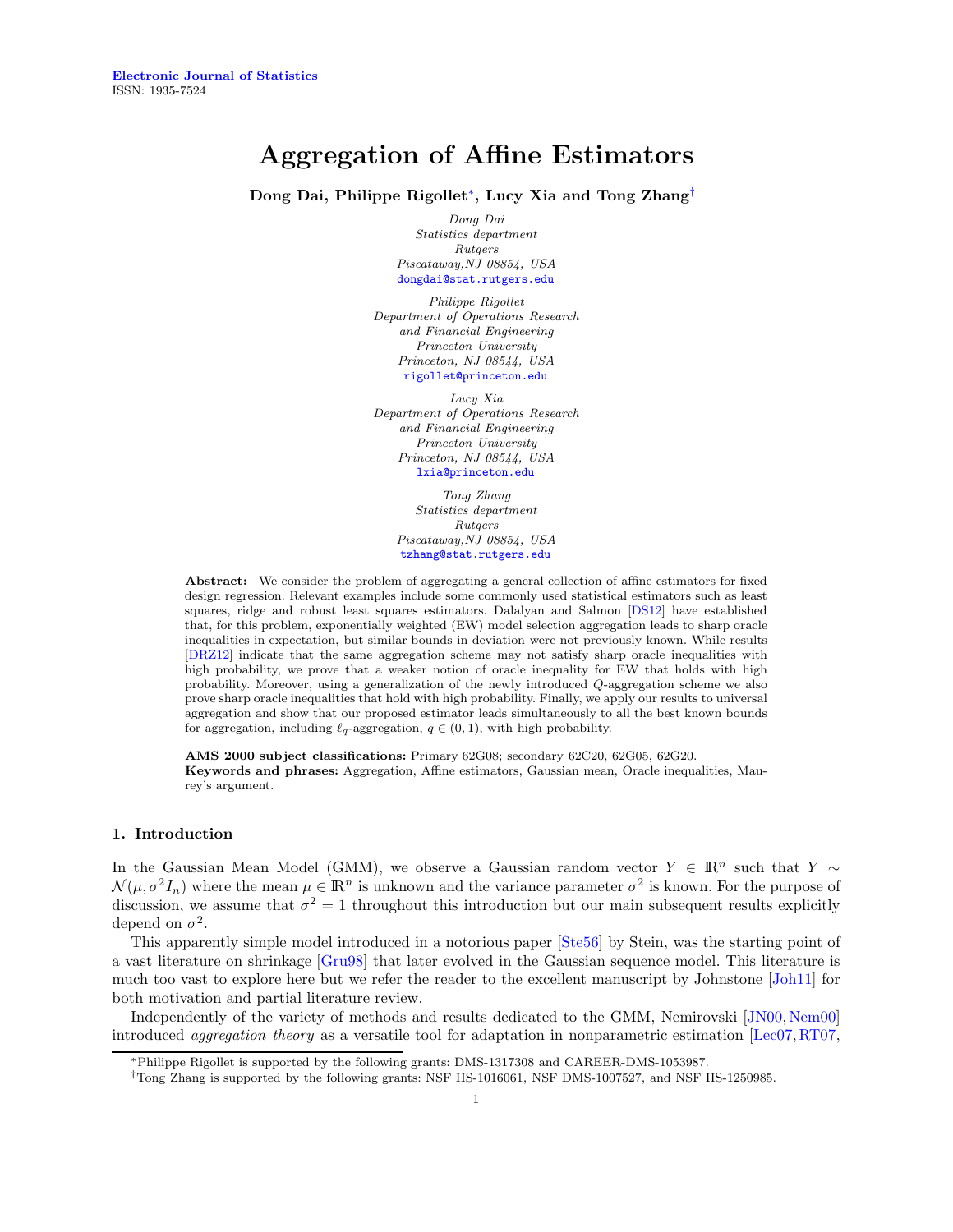Electronic Journal of Statistics
ISSN: 1935-7524

# Aggregation of Affine Estimators

**Dong Dai, Philippe Rigollet[*], Lucy Xia and Tong Zhang[†]**

*Dong Dai*
*Statistics department*
*Rutgers*
*Piscataway,NJ 08854, USA*
dongdai@stat.rutgers.edu

*Philippe Rigollet*
*Department of Operations Research*
*and Financial Engineering*
*Princeton University*
*Princeton, NJ 08544, USA*
rigollet@princeton.edu

*Lucy Xia*
*Department of Operations Research*
*and Financial Engineering*
*Princeton University*
*Princeton, NJ 08544, USA*
lxia@princeton.edu

*Tong Zhang*
*Statistics department*
*Rutgers*
*Piscataway,NJ 08854, USA*
tzhang@stat.rutgers.edu

**Abstract:** We consider the problem of aggregating a general collection of affine estimators for fixed design regression. Relevant examples include some commonly used statistical estimators such as least squares, ridge and robust least squares estimators. Dalalyan and Salmon [DS12] have established that, for this problem, exponentially weighted (EW) model selection aggregation leads to sharp oracle inequalities in expectation, but similar bounds in deviation were not previously known. While results [DRZ12] indicate that the same aggregation scheme may not satisfy sharp oracle inequalities with high probability, we prove that a weaker notion of oracle inequality for EW that holds with high probability. Moreover, using a generalization of the newly introduced $Q$-aggregation scheme we also prove sharp oracle inequalities that hold with high probability. Finally, we apply our results to universal aggregation and show that our proposed estimator leads simultaneously to all the best known bounds for aggregation, including $\ell_q$-aggregation, $q \in (0, 1)$, with high probability.

**AMS 2000 subject classifications:** Primary 62G08; secondary 62C20, 62G05, 62G20.
**Keywords and phrases:** Aggregation, Affine estimators, Gaussian mean, Oracle inequalities, Maurey's argument.

## 1. Introduction

In the Gaussian Mean Model (GMM), we observe a Gaussian random vector $Y \in \mathbb{R}^n$ such that $Y \sim \mathcal{N}(\mu, \sigma^2 I_n)$ where the mean $\mu \in \mathbb{R}^n$ is unknown and the variance parameter $\sigma^2$ is known. For the purpose of discussion, we assume that $\sigma^2 = 1$ throughout this introduction but our main subsequent results explicitly depend on $\sigma^2$.

This apparently simple model introduced in a notorious paper [Ste56] by Stein, was the starting point of a vast literature on shrinkage [Gru98] that later evolved in the Gaussian sequence model. This literature is much too vast to explore here but we refer the reader to the excellent manuscript by Johnstone [Joh11] for both motivation and partial literature review.

Independently of the variety of methods and results dedicated to the GMM, Nemirovski [JN00, Nem00] introduced *aggregation theory* as a versatile tool for adaptation in nonparametric estimation [Lec07, RT07,

[*] Philippe Rigollet is supported by the following grants: DMS-1317308 and CAREER-DMS-1053987.

[†] Tong Zhang is supported by the following grants: NSF IIS-1016061, NSF DMS-1007527, and NSF IIS-1250985.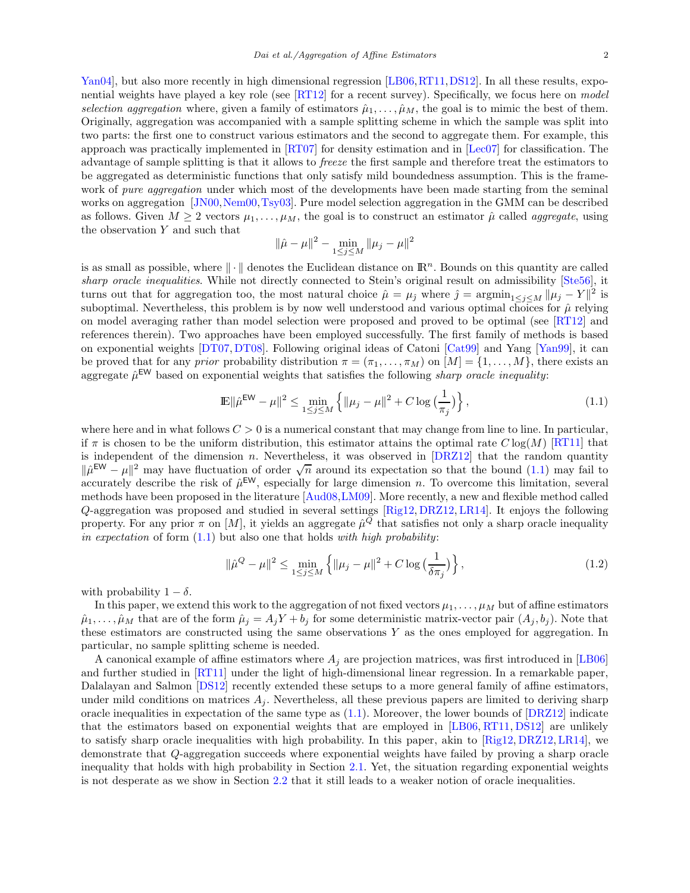Yan04], but also more recently in high dimensional regression [LB06, RT11, DS12]. In all these results, exponential weights have played a key role (see [RT12] for a recent survey). Specifically, we focus here on *model selection aggregation* where, given a family of estimators $\hat{\mu}_1, \ldots, \hat{\mu}_M$, the goal is to mimic the best of them. Originally, aggregation was accompanied with a sample splitting scheme in which the sample was split into two parts: the first one to construct various estimators and the second to aggregate them. For example, this approach was practically implemented in [RT07] for density estimation and in [Lec07] for classification. The advantage of sample splitting is that it allows to *freeze* the first sample and therefore treat the estimators to be aggregated as deterministic functions that only satisfy mild boundedness assumption. This is the framework of *pure aggregation* under which most of the developments have been made starting from the seminal works on aggregation [JN00, Nem00, Tsy03]. Pure model selection aggregation in the GMM can be described as follows. Given $M \geq 2$ vectors $\mu_1, \ldots, \mu_M$, the goal is to construct an estimator $\hat{\mu}$ called *aggregate*, using the observation $Y$ and such that

$$\|\hat{\mu} - \mu\|^2 - \min_{1 \leq j \leq M} \|\mu_j - \mu\|^2$$

is as small as possible, where $\|\cdot\|$ denotes the Euclidean distance on $\mathbb{R}^n$. Bounds on this quantity are called *sharp oracle inequalities*. While not directly connected to Stein's original result on admissibility [Ste56], it turns out that for aggregation too, the most natural choice $\hat{\mu} = \mu_{\hat{j}}$ where $\hat{j} = \mathrm{argmin}_{1 \leq j \leq M} \|\mu_j - Y\|^2$ is suboptimal. Nevertheless, this problem is by now well understood and various optimal choices for $\hat{\mu}$ relying on model averaging rather than model selection were proposed and proved to be optimal (see [RT12] and references therein). Two approaches have been employed successfully. The first family of methods is based on exponential weights [DT07, DT08]. Following original ideas of Catoni [Cat99] and Yang [Yan99], it can be proved that for any *prior* probability distribution $\pi = (\pi_1, \ldots, \pi_M)$ on $[M] = \{1, \ldots, M\}$, there exists an aggregate $\hat{\mu}^{\mathsf{EW}}$ based on exponential weights that satisfies the following *sharp oracle inequality*:

$$\mathbb{E}\|\hat{\mu}^{\mathsf{EW}} - \mu\|^2 \leq \min_{1 \leq j \leq M} \left\{ \|\mu_j - \mu\|^2 + C \log\big(\frac{1}{\pi_j}\big) \right\}, \tag{1.1}$$

where here and in what follows $C > 0$ is a numerical constant that may change from line to line. In particular, if $\pi$ is chosen to be the uniform distribution, this estimator attains the optimal rate $C \log(M)$ [RT11] that is independent of the dimension $n$. Nevertheless, it was observed in [DRZ12] that the random quantity $\|\hat{\mu}^{\mathsf{EW}} - \mu\|^2$ may have fluctuation of order $\sqrt{n}$ around its expectation so that the bound (1.1) may fail to accurately describe the risk of $\hat{\mu}^{\mathsf{EW}}$, especially for large dimension $n$. To overcome this limitation, several methods have been proposed in the literature [Aud08, LM09]. More recently, a new and flexible method called $Q$-aggregation was proposed and studied in several settings [Rig12, DRZ12, LR14]. It enjoys the following property. For any prior $\pi$ on $[M]$, it yields an aggregate $\hat{\mu}^Q$ that satisfies not only a sharp oracle inequality *in expectation* of form (1.1) but also one that holds *with high probability*:

$$\|\hat{\mu}^Q - \mu\|^2 \leq \min_{1 \leq j \leq M} \left\{ \|\mu_j - \mu\|^2 + C \log\big(\frac{1}{\delta \pi_j}\big) \right\}, \tag{1.2}$$

with probability $1 - \delta$.

In this paper, we extend this work to the aggregation of not fixed vectors $\mu_1, \ldots, \mu_M$ but of affine estimators $\hat{\mu}_1, \ldots, \hat{\mu}_M$ that are of the form $\hat{\mu}_j = A_j Y + b_j$ for some deterministic matrix-vector pair $(A_j, b_j)$. Note that these estimators are constructed using the same observations $Y$ as the ones employed for aggregation. In particular, no sample splitting scheme is needed.

A canonical example of affine estimators where $A_j$ are projection matrices, was first introduced in [LB06] and further studied in [RT11] under the light of high-dimensional linear regression. In a remarkable paper, Dalalayan and Salmon [DS12] recently extended these setups to a more general family of affine estimators, under mild conditions on matrices $A_j$. Nevertheless, all these previous papers are limited to deriving sharp oracle inequalities in expectation of the same type as (1.1). Moreover, the lower bounds of [DRZ12] indicate that the estimators based on exponential weights that are employed in [LB06, RT11, DS12] are unlikely to satisfy sharp oracle inequalities with high probability. In this paper, akin to [Rig12, DRZ12, LR14], we demonstrate that $Q$-aggregation succeeds where exponential weights have failed by proving a sharp oracle inequality that holds with high probability in Section 2.1. Yet, the situation regarding exponential weights is not desperate as we show in Section 2.2 that it still leads to a weaker notion of oracle inequalities.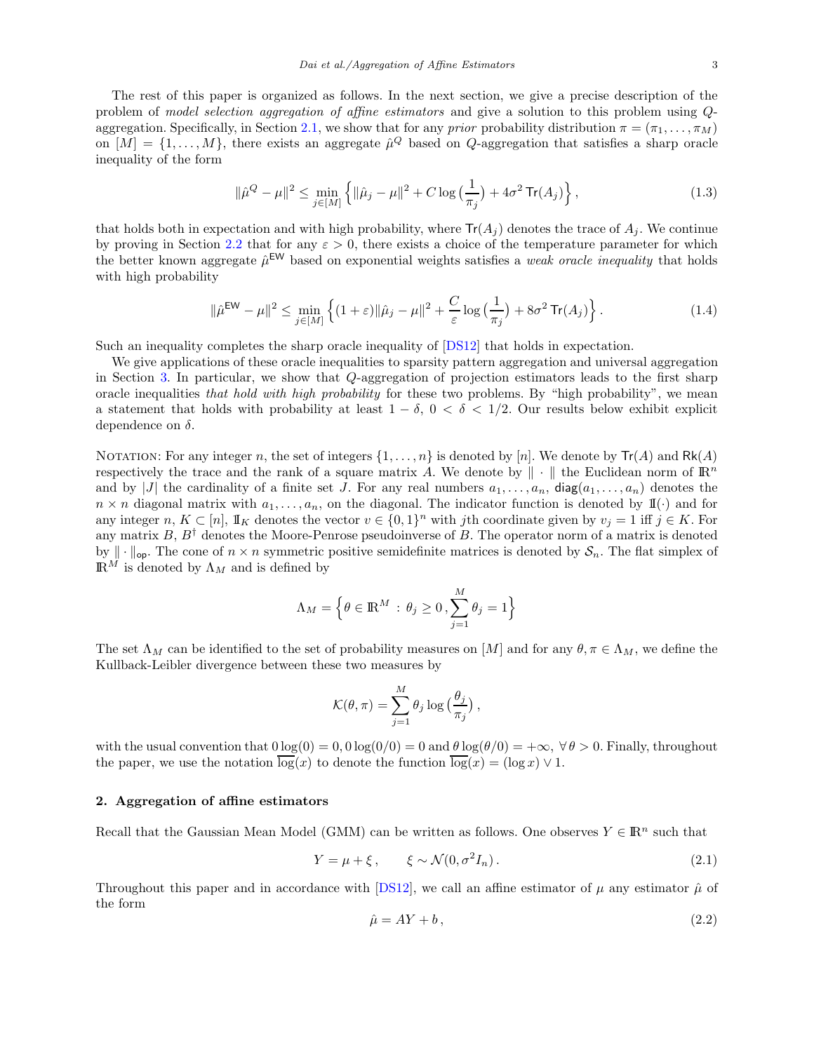The rest of this paper is organized as follows. In the next section, we give a precise description of the problem of *model selection aggregation of affine estimators* and give a solution to this problem using $Q$-aggregation. Specifically, in Section 2.1, we show that for any *prior* probability distribution $\pi = (\pi_1, \ldots, \pi_M)$ on $[M] = \{1, \ldots, M\}$, there exists an aggregate $\hat{\mu}^Q$ based on $Q$-aggregation that satisfies a sharp oracle inequality of the form

$$
\|\hat{\mu}^Q - \mu\|^2 \le \min_{j \in [M]} \Big\{ \|\hat{\mu}_j - \mu\|^2 + C \log\big(\frac{1}{\pi_j}\big) + 4\sigma^2 \, \mathsf{Tr}(A_j) \Big\}, \tag{1.3}
$$

that holds both in expectation and with high probability, where $\mathsf{Tr}(A_j)$ denotes the trace of $A_j$. We continue by proving in Section 2.2 that for any $\varepsilon > 0$, there exists a choice of the temperature parameter for which the better known aggregate $\hat{\mu}^{\mathsf{EW}}$ based on exponential weights satisfies a *weak oracle inequality* that holds with high probability

$$
\|\hat{\mu}^{\mathsf{EW}} - \mu\|^2 \le \min_{j \in [M]} \Big\{ (1+\varepsilon)\|\hat{\mu}_j - \mu\|^2 + \frac{C}{\varepsilon} \log\big(\frac{1}{\pi_j}\big) + 8\sigma^2 \, \mathsf{Tr}(A_j) \Big\}. \tag{1.4}
$$

Such an inequality completes the sharp oracle inequality of [DS12] that holds in expectation.

We give applications of these oracle inequalities to sparsity pattern aggregation and universal aggregation in Section 3. In particular, we show that $Q$-aggregation of projection estimators leads to the first sharp oracle inequalities *that hold with high probability* for these two problems. By "high probability", we mean a statement that holds with probability at least $1-\delta$, $0 < \delta < 1/2$. Our results below exhibit explicit dependence on $\delta$.

Notation: For any integer $n$, the set of integers $\{1, \ldots, n\}$ is denoted by $[n]$. We denote by $\mathsf{Tr}(A)$ and $\mathsf{Rk}(A)$ respectively the trace and the rank of a square matrix $A$. We denote by $\|\cdot\|$ the Euclidean norm of $\mathbb{R}^n$ and by $|J|$ the cardinality of a finite set $J$. For any real numbers $a_1, \ldots, a_n$, $\mathsf{diag}(a_1, \ldots, a_n)$ denotes the $n \times n$ diagonal matrix with $a_1, \ldots, a_n$, on the diagonal. The indicator function is denoted by $\mathbb{I}(\cdot)$ and for any integer $n$, $K \subset [n]$, $\mathbb{I}_K$ denotes the vector $v \in \{0,1\}^n$ with $j$th coordinate given by $v_j = 1$ iff $j \in K$. For any matrix $B$, $B^\dagger$ denotes the Moore-Penrose pseudoinverse of $B$. The operator norm of a matrix is denoted by $\|\cdot\|_{\mathsf{op}}$. The cone of $n \times n$ symmetric positive semidefinite matrices is denoted by $\mathcal{S}_n$. The flat simplex of $\mathbb{R}^M$ is denoted by $\Lambda_M$ and is defined by

$$
\Lambda_M = \Big\{ \theta \in \mathbb{R}^M \,:\, \theta_j \ge 0 \,, \sum_{j=1}^M \theta_j = 1 \Big\}
$$

The set $\Lambda_M$ can be identified to the set of probability measures on $[M]$ and for any $\theta, \pi \in \Lambda_M$, we define the Kullback-Leibler divergence between these two measures by

$$
\mathcal{K}(\theta, \pi) = \sum_{j=1}^M \theta_j \log\big(\frac{\theta_j}{\pi_j}\big)\,,
$$

with the usual convention that $0\log(0) = 0$, $0\log(0/0) = 0$ and $\theta\log(\theta/0) = +\infty$, $\forall\, \theta > 0$. Finally, throughout the paper, we use the notation $\overline{\log}(x)$ to denote the function $\overline{\log}(x) = (\log x) \vee 1$.

## 2. Aggregation of affine estimators

Recall that the Gaussian Mean Model (GMM) can be written as follows. One observes $Y \in \mathbb{R}^n$ such that

$$
Y = \mu + \xi\,, \qquad \xi \sim \mathcal{N}(0, \sigma^2 I_n)\,. \tag{2.1}
$$

Throughout this paper and in accordance with [DS12], we call an affine estimator of $\mu$ any estimator $\hat{\mu}$ of the form

$$
\hat{\mu} = AY + b\,, \tag{2.2}
$$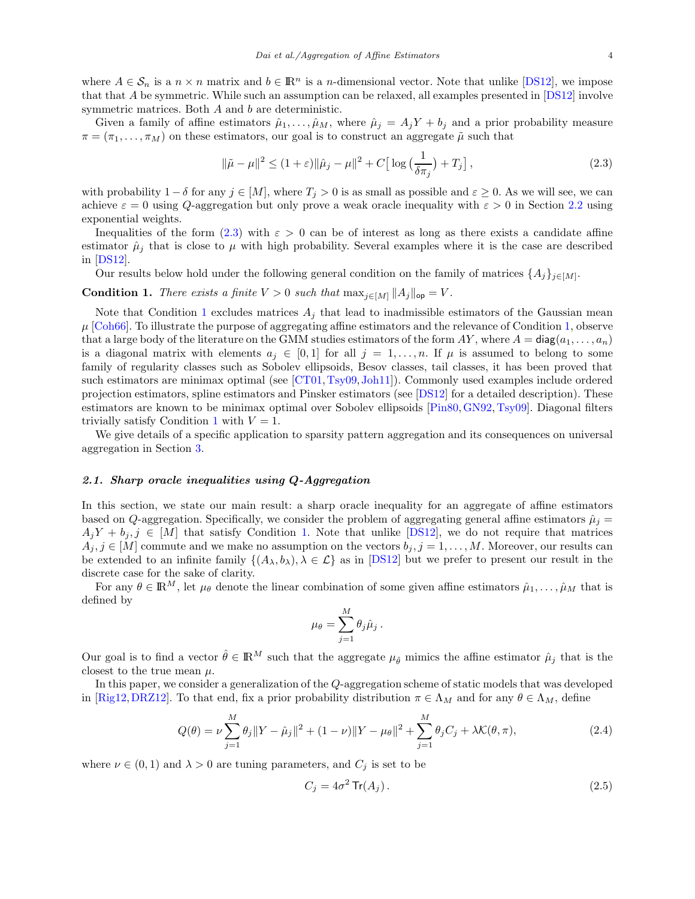where $A \in \mathcal{S}_n$ is a $n \times n$ matrix and $b \in \mathbb{R}^n$ is a $n$-dimensional vector. Note that unlike [DS12], we impose that that $A$ be symmetric. While such an assumption can be relaxed, all examples presented in [DS12] involve symmetric matrices. Both $A$ and $b$ are deterministic.

Given a family of affine estimators $\hat{\mu}_1, \ldots, \hat{\mu}_M$, where $\hat{\mu}_j = A_j Y + b_j$ and a prior probability measure $\pi = (\pi_1, \ldots, \pi_M)$ on these estimators, our goal is to construct an aggregate $\tilde{\mu}$ such that

$$
\|\tilde{\mu} - \mu\|^2 \leq (1+\varepsilon)\|\hat{\mu}_j - \mu\|^2 + C\big[\log\big(\frac{1}{\delta \pi_j}\big) + T_j\big], \tag{2.3}
$$

with probability $1-\delta$ for any $j \in [M]$, where $T_j > 0$ is as small as possible and $\varepsilon \geq 0$. As we will see, we can achieve $\varepsilon = 0$ using $Q$-aggregation but only prove a weak oracle inequality with $\varepsilon > 0$ in Section 2.2 using exponential weights.

Inequalities of the form (2.3) with $\varepsilon > 0$ can be of interest as long as there exists a candidate affine estimator $\hat{\mu}_j$ that is close to $\mu$ with high probability. Several examples where it is the case are described in [DS12].

Our results below hold under the following general condition on the family of matrices $\{A_j\}_{j \in [M]}$.

**Condition 1.** *There exists a finite $V > 0$ such that $\max_{j \in [M]} \|A_j\|_{\mathsf{op}} = V$.*

Note that Condition 1 excludes matrices $A_j$ that lead to inadmissible estimators of the Gaussian mean $\mu$ [Coh66]. To illustrate the purpose of aggregating affine estimators and the relevance of Condition 1, observe that a large body of the literature on the GMM studies estimators of the form $AY$, where $A = \mathsf{diag}(a_1, \ldots, a_n)$ is a diagonal matrix with elements $a_j \in [0,1]$ for all $j = 1, \ldots, n$. If $\mu$ is assumed to belong to some family of regularity classes such as Sobolev ellipsoids, Besov classes, tail classes, it has been proved that such estimators are minimax optimal (see [CT01, Tsy09, Joh11]). Commonly used examples include ordered projection estimators, spline estimators and Pinsker estimators (see [DS12] for a detailed description). These estimators are known to be minimax optimal over Sobolev ellipsoids [Pin80, GN92, Tsy09]. Diagonal filters trivially satisfy Condition 1 with $V = 1$.

We give details of a specific application to sparsity pattern aggregation and its consequences on universal aggregation in Section 3.

### *2.1. Sharp oracle inequalities using Q-Aggregation*

In this section, we state our main result: a sharp oracle inequality for an aggregate of affine estimators based on $Q$-aggregation. Specifically, we consider the problem of aggregating general affine estimators $\hat{\mu}_j = A_j Y + b_j, j \in [M]$ that satisfy Condition 1. Note that unlike [DS12], we do not require that matrices $A_j, j \in [M]$ commute and we make no assumption on the vectors $b_j, j = 1, \ldots, M$. Moreover, our results can be extended to an infinite family $\{(A_\lambda, b_\lambda), \lambda \in \mathcal{L}\}$ as in [DS12] but we prefer to present our result in the discrete case for the sake of clarity.

For any $\theta \in \mathbb{R}^M$, let $\mu_\theta$ denote the linear combination of some given affine estimators $\hat{\mu}_1, \ldots, \hat{\mu}_M$ that is defined by

$$
\mu_\theta = \sum_{j=1}^M \theta_j \hat{\mu}_j \,.
$$

Our goal is to find a vector $\hat{\theta} \in \mathbb{R}^M$ such that the aggregate $\mu_{\hat{\theta}}$ mimics the affine estimator $\hat{\mu}_j$ that is the closest to the true mean $\mu$.

In this paper, we consider a generalization of the $Q$-aggregation scheme of static models that was developed in [Rig12, DRZ12]. To that end, fix a prior probability distribution $\pi \in \Lambda_M$ and for any $\theta \in \Lambda_M$, define

$$
Q(\theta) = \nu \sum_{j=1}^M \theta_j \|Y - \hat{\mu}_j\|^2 + (1-\nu)\|Y - \mu_\theta\|^2 + \sum_{j=1}^M \theta_j C_j + \lambda \mathcal{K}(\theta, \pi), \tag{2.4}
$$

where $\nu \in (0,1)$ and $\lambda > 0$ are tuning parameters, and $C_j$ is set to be

$$
C_j = 4\sigma^2\, \mathsf{Tr}(A_j)\,. \tag{2.5}
$$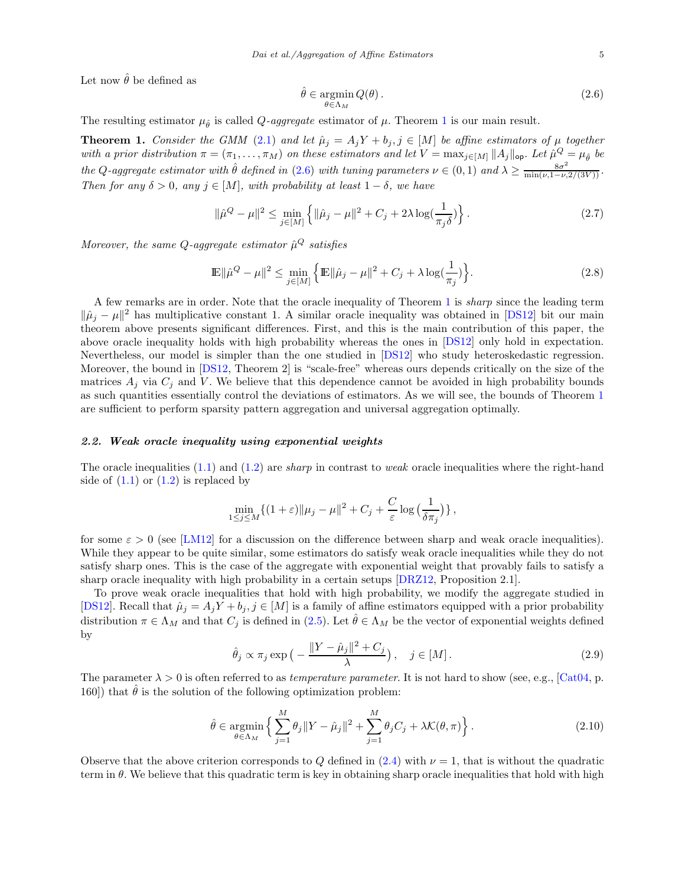Let now $\hat{\theta}$ be defined as

$$\hat{\theta} \in \operatorname*{argmin}_{\theta \in \Lambda_M} Q(\theta)\,. \tag{2.6}$$

The resulting estimator $\mu_{\hat{\theta}}$ is called *Q-aggregate* estimator of $\mu$. Theorem 1 is our main result.

**Theorem 1.** *Consider the GMM (2.1) and let $\hat{\mu}_j = A_j Y + b_j, j \in [M]$ be affine estimators of $\mu$ together with a prior distribution $\pi = (\pi_1, \ldots, \pi_M)$ on these estimators and let $V = \max_{j\in[M]} \|A_j\|_{\mathsf{op}}$. Let $\hat{\mu}^Q = \mu_{\hat{\theta}}$ be the Q-aggregate estimator with $\hat{\theta}$ defined in (2.6) with tuning parameters $\nu \in (0,1)$ and $\lambda \geq \frac{8\sigma^2}{\min(\nu, 1-\nu, 2/(3V))}$. Then for any $\delta > 0$, any $j \in [M]$, with probability at least $1-\delta$, we have*

$$\|\hat{\mu}^Q - \mu\|^2 \leq \min_{j\in[M]} \Big\{ \|\hat{\mu}_j - \mu\|^2 + C_j + 2\lambda \log(\frac{1}{\pi_j \delta}) \Big\}\,. \tag{2.7}$$

*Moreover, the same Q-aggregate estimator $\hat{\mu}^Q$ satisfies*

$$\mathbb{E}\|\hat{\mu}^Q - \mu\|^2 \leq \min_{j\in[M]} \Big\{ \mathbb{E}\|\hat{\mu}_j - \mu\|^2 + C_j + \lambda \log(\frac{1}{\pi_j}) \Big\}. \tag{2.8}$$

A few remarks are in order. Note that the oracle inequality of Theorem 1 is *sharp* since the leading term $\|\hat{\mu}_j - \mu\|^2$ has multiplicative constant 1. A similar oracle inequality was obtained in [DS12] bit our main theorem above presents significant differences. First, and this is the main contribution of this paper, the above oracle inequality holds with high probability whereas the ones in [DS12] only hold in expectation. Nevertheless, our model is simpler than the one studied in [DS12] who study heteroskedastic regression. Moreover, the bound in [DS12, Theorem 2] is "scale-free" whereas ours depends critically on the size of the matrices $A_j$ via $C_j$ and $V$. We believe that this dependence cannot be avoided in high probability bounds as such quantities essentially control the deviations of estimators. As we will see, the bounds of Theorem 1 are sufficient to perform sparsity pattern aggregation and universal aggregation optimally.

### 2.2. *Weak oracle inequality using exponential weights*

The oracle inequalities (1.1) and (1.2) are *sharp* in contrast to *weak* oracle inequalities where the right-hand side of (1.1) or (1.2) is replaced by

$$\min_{1\leq j\leq M}\{(1+\varepsilon)\|\mu_j - \mu\|^2 + C_j + \frac{C}{\varepsilon}\log\big(\frac{1}{\delta\pi_j}\big)\}\,,$$

for some $\varepsilon > 0$ (see [LM12] for a discussion on the difference between sharp and weak oracle inequalities). While they appear to be quite similar, some estimators do satisfy weak oracle inequalities while they do not satisfy sharp ones. This is the case of the aggregate with exponential weight that provably fails to satisfy a sharp oracle inequality with high probability in a certain setups [DRZ12, Proposition 2.1].

To prove weak oracle inequalities that hold with high probability, we modify the aggregate studied in [DS12]. Recall that $\hat{\mu}_j = A_j Y + b_j, j \in [M]$ is a family of affine estimators equipped with a prior probability distribution $\pi \in \Lambda_M$ and that $C_j$ is defined in (2.5). Let $\hat{\theta} \in \Lambda_M$ be the vector of exponential weights defined by

$$\hat{\theta}_j \propto \pi_j \exp\big(-\frac{\|Y - \hat{\mu}_j\|^2 + C_j}{\lambda}\big), \quad j \in [M]\,. \tag{2.9}$$

The parameter $\lambda > 0$ is often referred to as *temperature parameter*. It is not hard to show (see, e.g., [Cat04, p. 160]) that $\hat{\theta}$ is the solution of the following optimization problem:

$$\hat{\theta} \in \operatorname*{argmin}_{\theta\in\Lambda_M} \Big\{ \sum_{j=1}^M \theta_j \|Y - \hat{\mu}_j\|^2 + \sum_{j=1}^M \theta_j C_j + \lambda \mathcal{K}(\theta, \pi) \Big\}\,. \tag{2.10}$$

Observe that the above criterion corresponds to $Q$ defined in (2.4) with $\nu = 1$, that is without the quadratic term in $\theta$. We believe that this quadratic term is key in obtaining sharp oracle inequalities that hold with high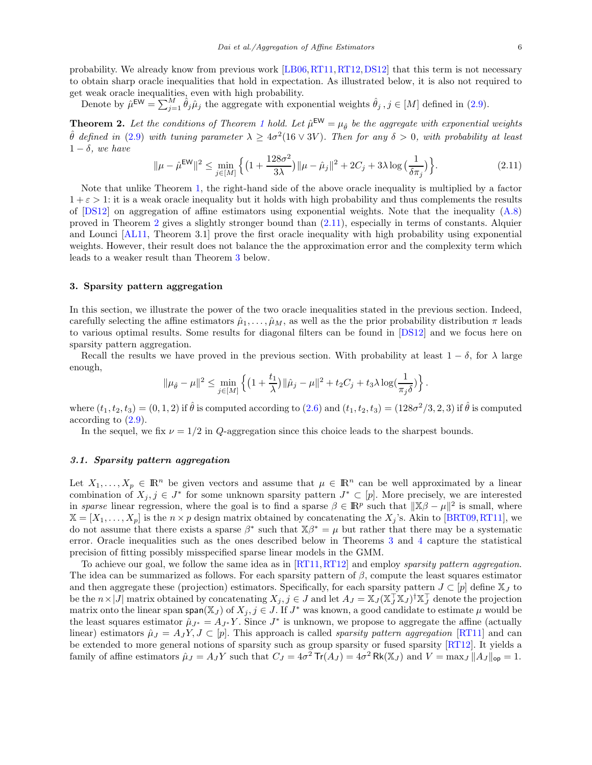probability. We already know from previous work [LB06, RT11, RT12, DS12] that this term is not necessary to obtain sharp oracle inequalities that hold in expectation. As illustrated below, it is also not required to get weak oracle inequalities, even with high probability.

Denote by $\hat\mu^{\mathsf{EW}} = \sum_{j=1}^M \hat\theta_j \hat\mu_j$ the aggregate with exponential weights $\hat\theta_j\,, j\in[M]$ defined in (2.9).

**Theorem 2.** *Let the conditions of Theorem 1 hold. Let $\hat\mu^{\mathsf{EW}} = \mu_{\hat\theta}$ be the aggregate with exponential weights $\hat\theta$ defined in (2.9) with tuning parameter $\lambda \ge 4\sigma^2(16\vee 3V)$. Then for any $\delta>0$, with probability at least $1-\delta$, we have*

$$\|\mu - \hat\mu^{\mathsf{EW}}\|^2 \le \min_{j\in[M]} \Big\{ \big(1+\frac{128\sigma^2}{3\lambda}\big)\|\mu-\hat\mu_j\|^2 + 2C_j + 3\lambda \log\big(\frac{1}{\delta\pi_j}\big)\Big\}. \tag{2.11}$$

Note that unlike Theorem 1, the right-hand side of the above oracle inequality is multiplied by a factor $1+\varepsilon>1$: it is a weak oracle inequality but it holds with high probability and thus complements the results of [DS12] on aggregation of affine estimators using exponential weights. Note that the inequality (A.8) proved in Theorem 2 gives a slightly stronger bound than (2.11), especially in terms of constants. Alquier and Lounci [AL11, Theorem 3.1] prove the first oracle inequality with high probability using exponential weights. However, their result does not balance the the approximation error and the complexity term which leads to a weaker result than Theorem 3 below.

## 3. Sparsity pattern aggregation

In this section, we illustrate the power of the two oracle inequalities stated in the previous section. Indeed, carefully selecting the affine estimators $\hat\mu_1,\ldots,\hat\mu_M$, as well as the the prior probability distribution $\pi$ leads to various optimal results. Some results for diagonal filters can be found in [DS12] and we focus here on sparsity pattern aggregation.

Recall the results we have proved in the previous section. With probability at least $1-\delta$, for $\lambda$ large enough,

$$\|\mu_{\hat\theta}-\mu\|^2 \le \min_{j\in[M]} \Big\{ \big(1+\frac{t_1}{\lambda}\big)\|\hat\mu_j-\mu\|^2 + t_2 C_j + t_3\lambda\log(\frac{1}{\pi_j\delta})\Big\}\,.$$

where $(t_1,t_2,t_3)=(0,1,2)$ if $\hat\theta$ is computed according to (2.6) and $(t_1,t_2,t_3)=(128\sigma^2/3,2,3)$ if $\hat\theta$ is computed according to (2.9).

In the sequel, we fix $\nu=1/2$ in $Q$-aggregation since this choice leads to the sharpest bounds.

### *3.1. Sparsity pattern aggregation*

Let $X_1,\ldots,X_p\in\mathbb{R}^n$ be given vectors and assume that $\mu\in\mathbb{R}^n$ can be well approximated by a linear combination of $X_j, j\in J^*$ for some unknown sparsity pattern $J^*\subset[p]$. More precisely, we are interested in *sparse* linear regression, where the goal is to find a sparse $\beta\in\mathbb{R}^p$ such that $\|\mathbb{X}\beta-\mu\|^2$ is small, where $\mathbb{X}=[X_1,\ldots,X_p]$ is the $n\times p$ design matrix obtained by concatenating the $X_j$'s. Akin to [BRT09, RT11], we do not assume that there exists a sparse $\beta^*$ such that $\mathbb{X}\beta^*=\mu$ but rather that there may be a systematic error. Oracle inequalities such as the ones described below in Theorems 3 and 4 capture the statistical precision of fitting possibly misspecified sparse linear models in the GMM.

To achieve our goal, we follow the same idea as in [RT11, RT12] and employ *sparsity pattern aggregation*. The idea can be summarized as follows. For each sparsity pattern of $\beta$, compute the least squares estimator and then aggregate these (projection) estimators. Specifically, for each sparsity pattern $J\subset[p]$ define $\mathbb{X}_J$ to be the $n\times|J|$ matrix obtained by concatenating $X_j, j\in J$ and let $A_J=\mathbb{X}_J(\mathbb{X}_J^\top\mathbb{X}_J)^\dagger\mathbb{X}_J^\top$ denote the projection matrix onto the linear span $\mathsf{span}(\mathbb{X}_J)$ of $X_j, j\in J$. If $J^*$ was known, a good candidate to estimate $\mu$ would be the least squares estimator $\hat\mu_{J^*}=A_{J^*}Y$. Since $J^*$ is unknown, we propose to aggregate the affine (actually linear) estimators $\hat\mu_J=A_JY, J\subset[p]$. This approach is called *sparsity pattern aggregation* [RT11] and can be extended to more general notions of sparsity such as group sparsity or fused sparsity [RT12]. It yields a family of affine estimators $\hat\mu_J=A_JY$ such that $C_J=4\sigma^2\,\mathsf{Tr}(A_J)=4\sigma^2\,\mathsf{Rk}(\mathbb{X}_J)$ and $V=\max_J\|A_J\|_{\mathsf{op}}=1$.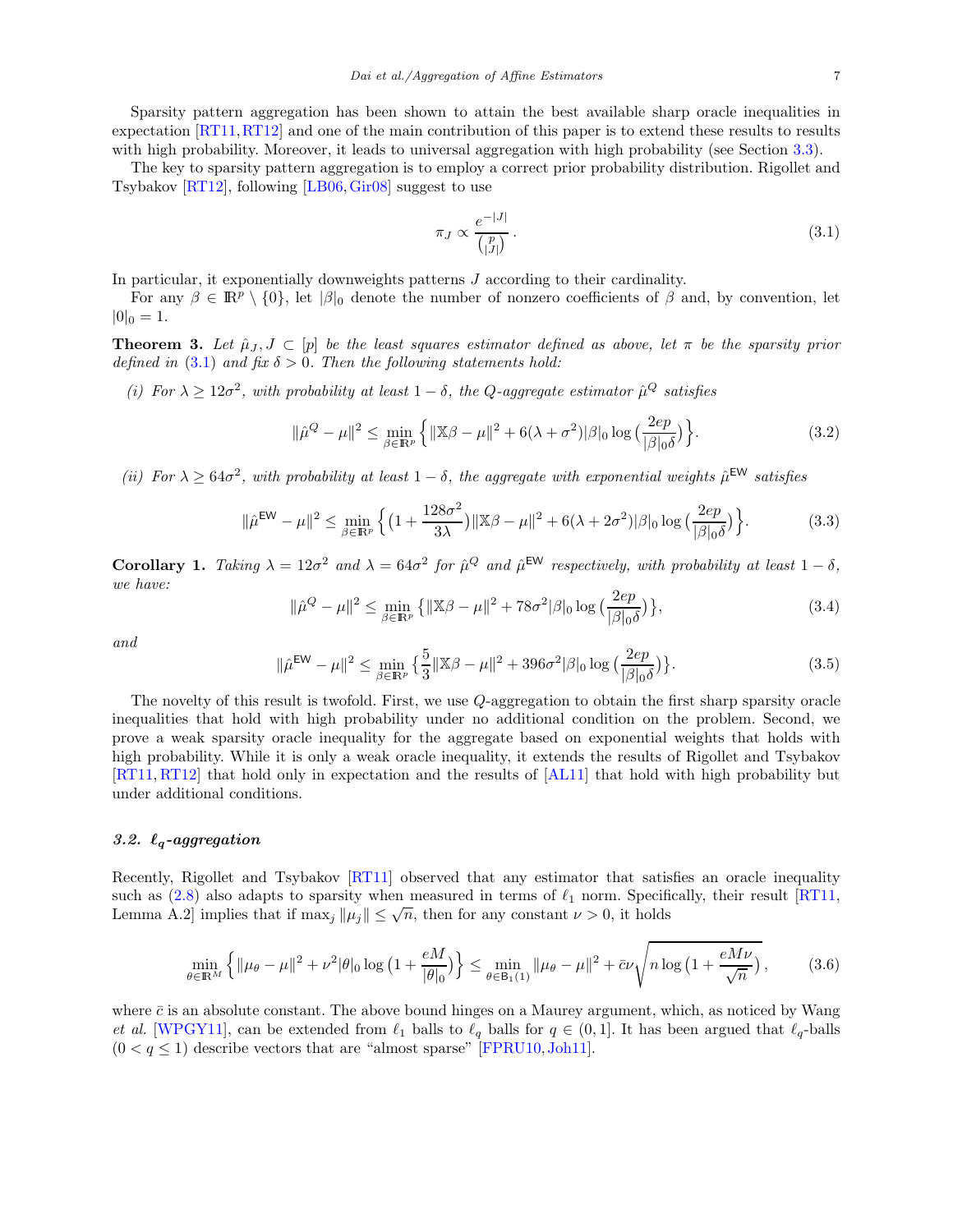Sparsity pattern aggregation has been shown to attain the best available sharp oracle inequalities in expectation [RT11, RT12] and one of the main contribution of this paper is to extend these results to results with high probability. Moreover, it leads to universal aggregation with high probability (see Section 3.3).

The key to sparsity pattern aggregation is to employ a correct prior probability distribution. Rigollet and Tsybakov [RT12], following [LB06, Gir08] suggest to use

$$\pi_J \propto \frac{e^{-|J|}}{\binom{p}{|J|}}\,. \tag{3.1}$$

In particular, it exponentially downweights patterns $J$ according to their cardinality.

For any $\beta \in \mathbb{R}^p \setminus \{0\}$, let $|\beta|_0$ denote the number of nonzero coefficients of $\beta$ and, by convention, let $|0|_0 = 1$.

**Theorem 3.** *Let $\hat\mu_J, J \subset [p]$ be the least squares estimator defined as above, let $\pi$ be the sparsity prior defined in (3.1) and fix $\delta > 0$. Then the following statements hold:*

*(i) For $\lambda \geq 12\sigma^2$, with probability at least $1-\delta$, the Q-aggregate estimator $\hat\mu^Q$ satisfies*

$$\|\hat\mu^Q - \mu\|^2 \leq \min_{\beta \in \mathbb{R}^p} \Big\{ \|\mathbb{X}\beta - \mu\|^2 + 6(\lambda + \sigma^2)|\beta|_0 \log\big(\frac{2ep}{|\beta|_0 \delta}\big)\Big\}. \tag{3.2}$$

*(ii) For $\lambda \geq 64\sigma^2$, with probability at least $1-\delta$, the aggregate with exponential weights $\hat\mu^{\mathsf{EW}}$ satisfies*

$$\|\hat\mu^{\mathsf{EW}} - \mu\|^2 \leq \min_{\beta \in \mathbb{R}^p} \Big\{ \big(1 + \frac{128\sigma^2}{3\lambda}\big)\|\mathbb{X}\beta - \mu\|^2 + 6(\lambda + 2\sigma^2)|\beta|_0 \log\big(\frac{2ep}{|\beta|_0 \delta}\big)\Big\}. \tag{3.3}$$

**Corollary 1.** *Taking $\lambda = 12\sigma^2$ and $\lambda = 64\sigma^2$ for $\hat\mu^Q$ and $\hat\mu^{\mathsf{EW}}$ respectively, with probability at least $1-\delta$, we have:*

$$\|\hat\mu^Q - \mu\|^2 \leq \min_{\beta \in \mathbb{R}^p} \big\{ \|\mathbb{X}\beta - \mu\|^2 + 78\sigma^2|\beta|_0 \log\big(\frac{2ep}{|\beta|_0 \delta}\big)\big\}, \tag{3.4}$$

*and*

$$\|\hat\mu^{\mathsf{EW}} - \mu\|^2 \leq \min_{\beta \in \mathbb{R}^p} \big\{ \frac{5}{3}\|\mathbb{X}\beta - \mu\|^2 + 396\sigma^2|\beta|_0 \log\big(\frac{2ep}{|\beta|_0 \delta}\big)\big\}. \tag{3.5}$$

The novelty of this result is twofold. First, we use $Q$-aggregation to obtain the first sharp sparsity oracle inequalities that hold with high probability under no additional condition on the problem. Second, we prove a weak sparsity oracle inequality for the aggregate based on exponential weights that holds with high probability. While it is only a weak oracle inequality, it extends the results of Rigollet and Tsybakov [RT11, RT12] that hold only in expectation and the results of [AL11] that hold with high probability but under additional conditions.

### 3.2. $\ell_q$-aggregation

Recently, Rigollet and Tsybakov [RT11] observed that any estimator that satisfies an oracle inequality such as (2.8) also adapts to sparsity when measured in terms of $\ell_1$ norm. Specifically, their result [RT11, Lemma A.2] implies that if $\max_j \|\mu_j\| \leq \sqrt{n}$, then for any constant $\nu > 0$, it holds

$$\min_{\theta \in \mathbb{R}^M} \Big\{ \|\mu_\theta - \mu\|^2 + \nu^2|\theta|_0 \log\big(1 + \frac{eM}{|\theta|_0}\big)\Big\} \leq \min_{\theta \in \mathsf{B}_1(1)} \|\mu_\theta - \mu\|^2 + \bar c \nu \sqrt{n \log\big(1 + \frac{eM\nu}{\sqrt{n}}\big)}\,, \tag{3.6}$$

where $\bar c$ is an absolute constant. The above bound hinges on a Maurey argument, which, as noticed by Wang *et al.* [WPGY11], can be extended from $\ell_1$ balls to $\ell_q$ balls for $q \in (0, 1]$. It has been argued that $\ell_q$-balls $(0 < q \leq 1)$ describe vectors that are "almost sparse" [FPRU10, Joh11].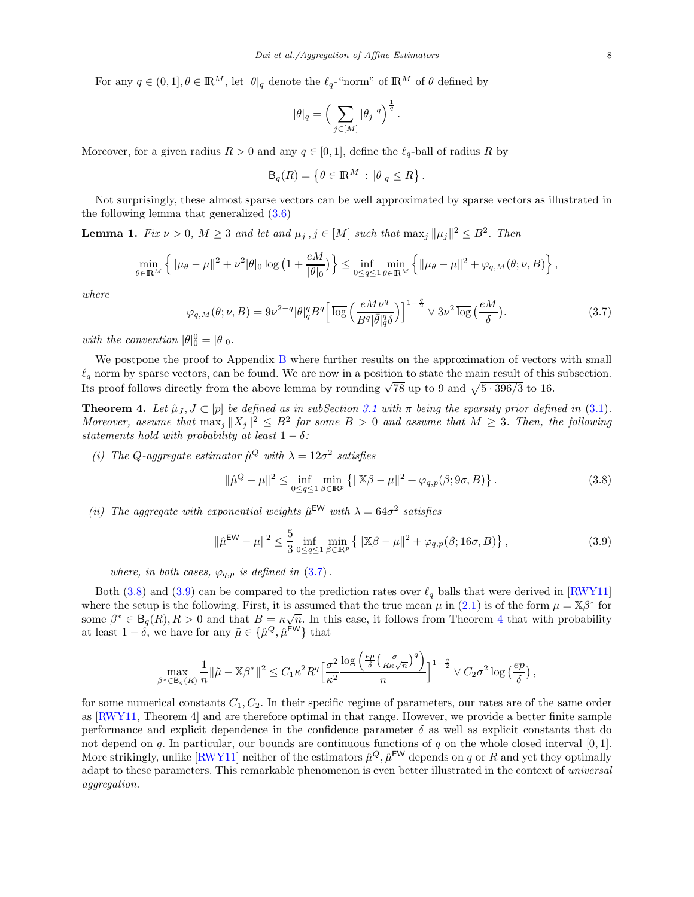For any $q \in (0,1], \theta \in \mathbb{R}^M$, let $|\theta|_q$ denote the $\ell_q$-"norm" of $\mathbb{R}^M$ of $\theta$ defined by

$$
|\theta|_q = \Big( \sum_{j\in[M]} |\theta_j|^q \Big)^{\frac{1}{q}} .
$$

Moreover, for a given radius $R > 0$ and any $q \in [0,1]$, define the $\ell_q$-ball of radius $R$ by

$$
\mathsf{B}_q(R) = \left\{ \theta \in \mathbb{R}^M \,:\, |\theta|_q \le R \right\}.
$$

Not surprisingly, these almost sparse vectors can be well approximated by sparse vectors as illustrated in the following lemma that generalized (3.6)

**Lemma 1.** *Fix $\nu > 0$, $M \ge 3$ and let and $\mu_j, j \in [M]$ such that $\max_j \|\mu_j\|^2 \le B^2$. Then*

$$
\min_{\theta\in\mathbb{R}^M} \Big\{ \|\mu_\theta - \mu\|^2 + \nu^2 |\theta|_0 \log\big(1 + \frac{eM}{|\theta|_0}\big) \Big\} \le \inf_{0\le q\le 1} \min_{\theta\in\mathbb{R}^M} \Big\{ \|\mu_\theta - \mu\|^2 + \varphi_{q,M}(\theta;\nu,B) \Big\},
$$

*where*

$$
\varphi_{q,M}(\theta;\nu,B) = 9\nu^{2-q}|\theta|_q^q B^q \Big[\,\overline{\log}\,\Big(\frac{eM\nu^q}{B^q|\theta|_q^q \delta}\Big)\Big]^{1-\frac{q}{2}} \vee 3\nu^2\,\overline{\log}\,\big(\frac{eM}{\delta}\big). \tag{3.7}
$$

*with the convention $|\theta|_0^0 = |\theta|_0$.*

We postpone the proof to Appendix B where further results on the approximation of vectors with small $\ell_q$ norm by sparse vectors, can be found. We are now in a position to state the main result of this subsection. Its proof follows directly from the above lemma by rounding $\sqrt{78}$ up to 9 and $\sqrt{5\cdot 396/3}$ to 16.

**Theorem 4.** *Let $\hat\mu_J, J \subset [p]$ be defined as in subSection 3.1 with $\pi$ being the sparsity prior defined in (3.1). Moreover, assume that $\max_j \|X_j\|^2 \le B^2$ for some $B > 0$ and assume that $M \ge 3$. Then, the following statements hold with probability at least $1-\delta$:*

*(i) The Q-aggregate estimator $\hat\mu^{Q}$ with $\lambda = 12\sigma^2$ satisfies*

$$
\|\hat\mu^{Q} - \mu\|^2 \le \inf_{0\le q\le 1} \min_{\beta\in\mathbb{R}^p} \left\{ \|\mathbb{X}\beta - \mu\|^2 + \varphi_{q,p}(\beta; 9\sigma, B) \right\}. \tag{3.8}
$$

*(ii) The aggregate with exponential weights $\hat\mu^{\mathsf{EW}}$ with $\lambda = 64\sigma^2$ satisfies*

$$
\|\hat\mu^{\mathsf{EW}} - \mu\|^2 \le \frac{5}{3} \inf_{0\le q\le 1} \min_{\beta\in\mathbb{R}^p} \left\{ \|\mathbb{X}\beta - \mu\|^2 + \varphi_{q,p}(\beta; 16\sigma, B) \right\}, \tag{3.9}
$$

*where, in both cases, $\varphi_{q,p}$ is defined in (3.7).*

Both (3.8) and (3.9) can be compared to the prediction rates over $\ell_q$ balls that were derived in [RWY11] where the setup is the following. First, it is assumed that the true mean $\mu$ in (2.1) is of the form $\mu = \mathbb{X}\beta^*$ for some $\beta^* \in \mathsf{B}_q(R), R > 0$ and that $B = \kappa\sqrt{n}$. In this case, it follows from Theorem 4 that with probability at least $1-\delta$, we have for any $\tilde\mu \in \{\hat\mu^{Q}, \hat\mu^{\mathsf{EW}}\}$ that

$$
\max_{\beta^*\in\mathsf{B}_q(R)} \frac{1}{n}\|\tilde\mu - \mathbb{X}\beta^*\|^2 \le C_1 \kappa^2 R^q \Big[\frac{\sigma^2}{\kappa^2} \frac{\log\Big(\frac{ep}{\delta}\big(\frac{\sigma}{R\kappa\sqrt{n}}\big)^q\Big)}{n}\Big]^{1-\frac{q}{2}} \vee C_2\sigma^2 \log\big(\frac{ep}{\delta}\big),
$$

for some numerical constants $C_1, C_2$. In their specific regime of parameters, our rates are of the same order as [RWY11, Theorem 4] and are therefore optimal in that range. However, we provide a better finite sample performance and explicit dependence in the confidence parameter $\delta$ as well as explicit constants that do not depend on $q$. In particular, our bounds are continuous functions of $q$ on the whole closed interval $[0,1]$. More strikingly, unlike [RWY11] neither of the estimators $\hat\mu^{Q}, \hat\mu^{\mathsf{EW}}$ depends on $q$ or $R$ and yet they optimally adapt to these parameters. This remarkable phenomenon is even better illustrated in the context of *universal aggregation*.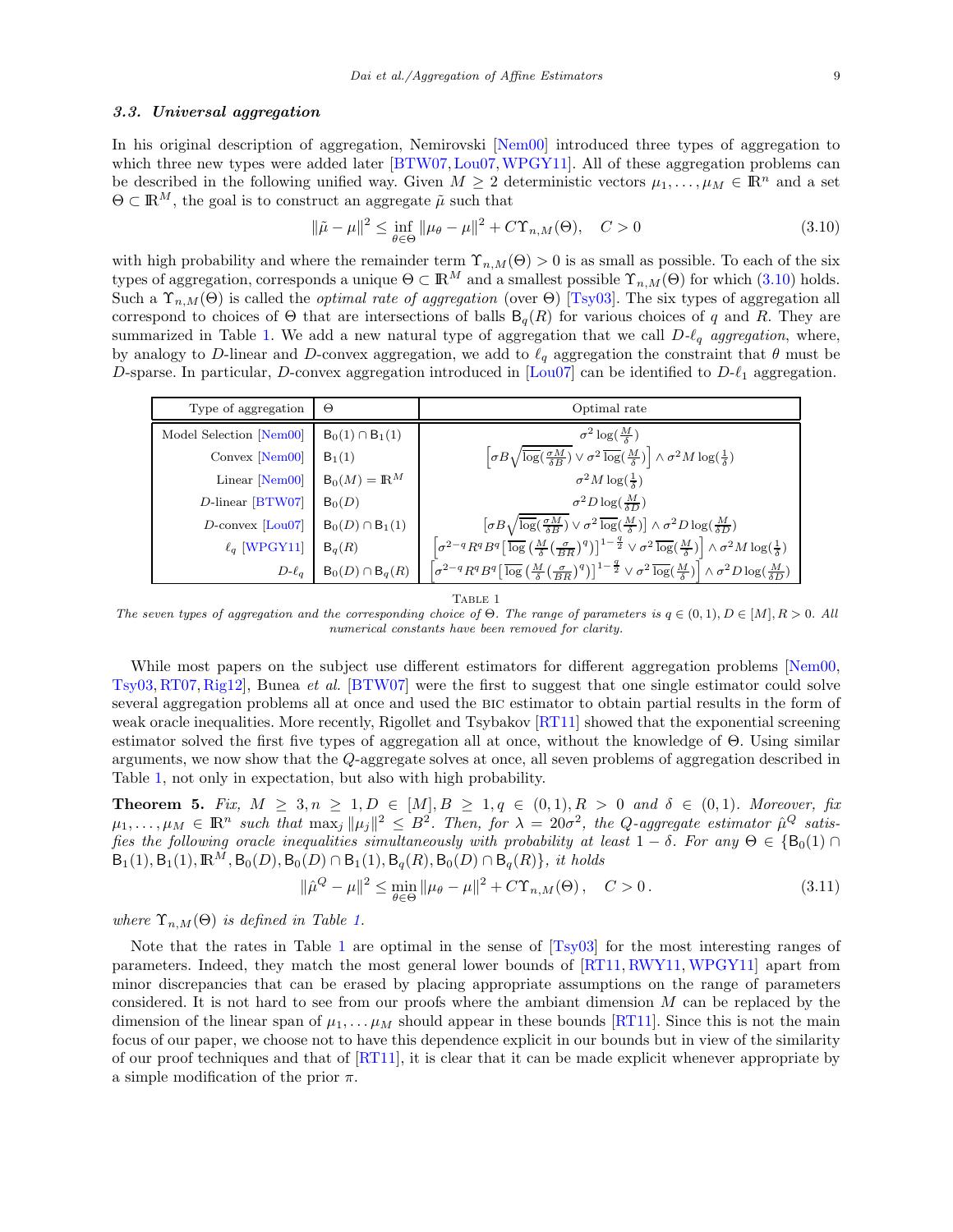### 3.3. *Universal aggregation*

In his original description of aggregation, Nemirovski [Nem00] introduced three types of aggregation to which three new types were added later [BTW07, Lou07, WPGY11]. All of these aggregation problems can be described in the following unified way. Given $M \geq 2$ deterministic vectors $\mu_1, \ldots, \mu_M \in \mathbb{R}^n$ and a set $\Theta \subset \mathbb{R}^M$, the goal is to construct an aggregate $\tilde{\mu}$ such that

$$\|\tilde{\mu} - \mu\|^2 \leq \inf_{\theta \in \Theta} \|\mu_\theta - \mu\|^2 + C\Upsilon_{n,M}(\Theta), \quad C > 0 \tag{3.10}$$

with high probability and where the remainder term $\Upsilon_{n,M}(\Theta) > 0$ is as small as possible. To each of the six types of aggregation, corresponds a unique $\Theta \subset \mathbb{R}^M$ and a smallest possible $\Upsilon_{n,M}(\Theta)$ for which (3.10) holds. Such a $\Upsilon_{n,M}(\Theta)$ is called the *optimal rate of aggregation* (over $\Theta$) [Tsy03]. The six types of aggregation all correspond to choices of $\Theta$ that are intersections of balls $\mathsf{B}_q(R)$ for various choices of $q$ and $R$. They are summarized in Table 1. We add a new natural type of aggregation that we call *$D$-$\ell_q$ aggregation*, where, by analogy to $D$-linear and $D$-convex aggregation, we add to $\ell_q$ aggregation the constraint that $\theta$ must be $D$-sparse. In particular, $D$-convex aggregation introduced in [Lou07] can be identified to $D$-$\ell_1$ aggregation.

| Type of aggregation | $\Theta$ | Optimal rate |
|---|---|---|
| Model Selection [Nem00] | $\mathsf{B}_0(1) \cap \mathsf{B}_1(1)$ | $\sigma^2 \log(\frac{M}{\delta})$ |
| Convex [Nem00] | $\mathsf{B}_1(1)$ | $\left[\sigma B \sqrt{\overline{\log}(\frac{\sigma M}{\delta B})} \vee \sigma^2 \overline{\log}(\frac{M}{\delta})\right] \wedge \sigma^2 M \log(\frac{1}{\delta})$ |
| Linear [Nem00] | $\mathsf{B}_0(M) = \mathbb{R}^M$ | $\sigma^2 M \log(\frac{1}{\delta})$ |
| $D$-linear [BTW07] | $\mathsf{B}_0(D)$ | $\sigma^2 D \log(\frac{M}{\delta D})$ |
| $D$-convex [Lou07] | $\mathsf{B}_0(D) \cap \mathsf{B}_1(1)$ | $\left[\sigma B \sqrt{\overline{\log}(\frac{\sigma M}{\delta B})} \vee \sigma^2 \overline{\log}(\frac{M}{\delta})\right] \wedge \sigma^2 D \log(\frac{M}{\delta D})$ |
| $\ell_q$ [WPGY11] | $\mathsf{B}_q(R)$ | $\left[\sigma^{2-q} R^q B^q \left[\overline{\log}\left(\frac{M}{\delta}\left(\frac{\sigma}{BR}\right)^q\right)\right]^{1-\frac{q}{2}} \vee \sigma^2 \overline{\log}(\frac{M}{\delta})\right] \wedge \sigma^2 M \log(\frac{1}{\delta})$ |
| $D$-$\ell_q$ | $\mathsf{B}_0(D) \cap \mathsf{B}_q(R)$ | $\left[\sigma^{2-q} R^q B^q \left[\overline{\log}\left(\frac{M}{\delta}\left(\frac{\sigma}{BR}\right)^q\right)\right]^{1-\frac{q}{2}} \vee \sigma^2 \overline{\log}(\frac{M}{\delta})\right] \wedge \sigma^2 D \log(\frac{M}{\delta D})$ |

TABLE 1

*The seven types of aggregation and the corresponding choice of $\Theta$. The range of parameters is $q \in (0, 1), D \in [M], R > 0$. All numerical constants have been removed for clarity.*

While most papers on the subject use different estimators for different aggregation problems [Nem00, Tsy03, RT07, Rig12], Bunea *et al.* [BTW07] were the first to suggest that one single estimator could solve several aggregation problems all at once and used the BIC estimator to obtain partial results in the form of weak oracle inequalities. More recently, Rigollet and Tsybakov [RT11] showed that the exponential screening estimator solved the first five types of aggregation all at once, without the knowledge of $\Theta$. Using similar arguments, we now show that the $Q$-aggregate solves at once, all seven problems of aggregation described in Table 1, not only in expectation, but also with high probability.

**Theorem 5.** *Fix, $M \geq 3, n \geq 1, D \in [M], B \geq 1, q \in (0, 1), R > 0$ and $\delta \in (0, 1)$. Moreover, fix $\mu_1, \ldots, \mu_M \in \mathbb{R}^n$ such that $\max_j \|\mu_j\|^2 \leq B^2$. Then, for $\lambda = 20\sigma^2$, the $Q$-aggregate estimator $\hat{\mu}^Q$ satisfies the following oracle inequalities simultaneously with probability at least $1 - \delta$. For any $\Theta \in \{\mathsf{B}_0(1) \cap \mathsf{B}_1(1), \mathsf{B}_1(1), \mathbb{R}^M, \mathsf{B}_0(D), \mathsf{B}_0(D) \cap \mathsf{B}_1(1), \mathsf{B}_q(R), \mathsf{B}_0(D) \cap \mathsf{B}_q(R)\}$, it holds*

$$\|\hat{\mu}^Q - \mu\|^2 \leq \min_{\theta \in \Theta} \|\mu_\theta - \mu\|^2 + C\Upsilon_{n,M}(\Theta), \quad C > 0. \tag{3.11}$$

*where $\Upsilon_{n,M}(\Theta)$ is defined in Table 1.*

Note that the rates in Table 1 are optimal in the sense of [Tsy03] for the most interesting ranges of parameters. Indeed, they match the most general lower bounds of [RT11, RWY11, WPGY11] apart from minor discrepancies that can be erased by placing appropriate assumptions on the range of parameters considered. It is not hard to see from our proofs where the ambiant dimension $M$ can be replaced by the dimension of the linear span of $\mu_1, \ldots \mu_M$ should appear in these bounds [RT11]. Since this is not the main focus of our paper, we choose not to have this dependence explicit in our bounds but in view of the similarity of our proof techniques and that of [RT11], it is clear that it can be made explicit whenever appropriate by a simple modification of the prior $\pi$.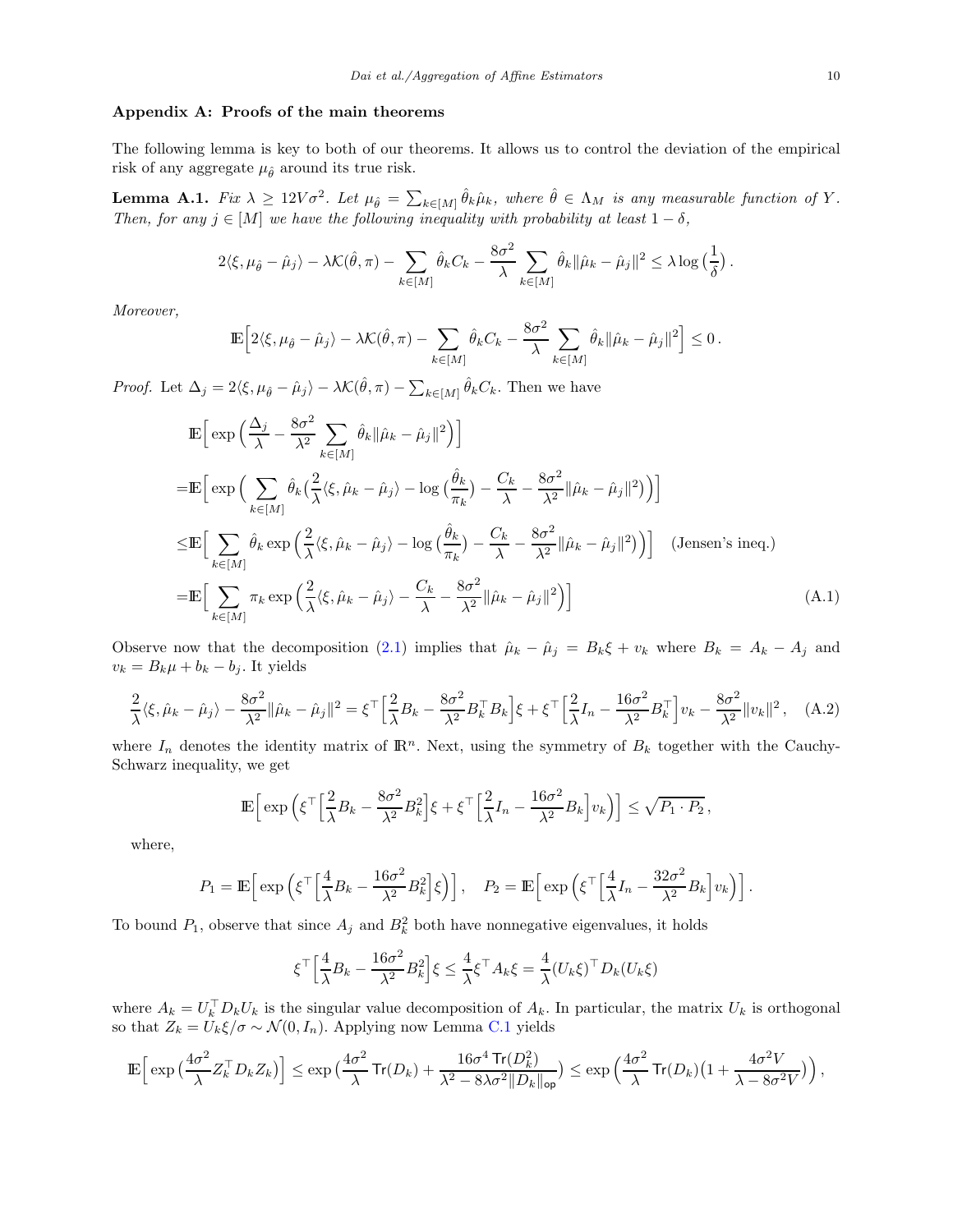## Appendix A: Proofs of the main theorems

The following lemma is key to both of our theorems. It allows us to control the deviation of the empirical risk of any aggregate $\mu_{\hat\theta}$ around its true risk.

**Lemma A.1.** *Fix $\lambda \geq 12V\sigma^2$. Let $\mu_{\hat\theta} = \sum_{k\in[M]} \hat\theta_k \hat\mu_k$, where $\hat\theta \in \Lambda_M$ is any measurable function of $Y$. Then, for any $j \in [M]$ we have the following inequality with probability at least $1-\delta$,*

$$
2\langle \xi, \mu_{\hat\theta} - \hat\mu_j\rangle - \lambda \mathcal{K}(\hat\theta, \pi) - \sum_{k\in[M]} \hat\theta_k C_k - \frac{8\sigma^2}{\lambda}\sum_{k\in[M]} \hat\theta_k \|\hat\mu_k - \hat\mu_j\|^2 \leq \lambda \log\big(\frac{1}{\delta}\big)\,.
$$

*Moreover,*

$$
\mathbb{E}\Big[2\langle \xi, \mu_{\hat\theta} - \hat\mu_j\rangle - \lambda \mathcal{K}(\hat\theta, \pi) - \sum_{k\in[M]} \hat\theta_k C_k - \frac{8\sigma^2}{\lambda}\sum_{k\in[M]} \hat\theta_k \|\hat\mu_k - \hat\mu_j\|^2\Big] \leq 0\,.
$$

*Proof.* Let $\Delta_j = 2\langle \xi, \mu_{\hat\theta} - \hat\mu_j\rangle - \lambda \mathcal{K}(\hat\theta, \pi) - \sum_{k\in[M]} \hat\theta_k C_k$. Then we have

$$
\begin{aligned}
&\mathbb{E}\Big[\exp\Big(\frac{\Delta_j}{\lambda} - \frac{8\sigma^2}{\lambda^2}\sum_{k\in[M]}\hat\theta_k\|\hat\mu_k - \hat\mu_j\|^2\Big)\Big] \\
=&\mathbb{E}\Big[\exp\Big(\sum_{k\in[M]}\hat\theta_k\big(\frac{2}{\lambda}\langle\xi, \hat\mu_k - \hat\mu_j\rangle - \log\big(\frac{\hat\theta_k}{\pi_k}\big) - \frac{C_k}{\lambda} - \frac{8\sigma^2}{\lambda^2}\|\hat\mu_k - \hat\mu_j\|^2\big)\Big)\Big] \\
\leq&\mathbb{E}\Big[\sum_{k\in[M]}\hat\theta_k\exp\Big(\frac{2}{\lambda}\langle\xi, \hat\mu_k - \hat\mu_j\rangle - \log\big(\frac{\hat\theta_k}{\pi_k}\big) - \frac{C_k}{\lambda} - \frac{8\sigma^2}{\lambda^2}\|\hat\mu_k - \hat\mu_j\|^2\Big)\Big] \quad \text{(Jensen's ineq.)} \\
=&\mathbb{E}\Big[\sum_{k\in[M]}\pi_k\exp\Big(\frac{2}{\lambda}\langle\xi, \hat\mu_k - \hat\mu_j\rangle - \frac{C_k}{\lambda} - \frac{8\sigma^2}{\lambda^2}\|\hat\mu_k - \hat\mu_j\|^2\Big)\Big] \qquad (A.1)
\end{aligned}
$$

Observe now that the decomposition (2.1) implies that $\hat\mu_k - \hat\mu_j = B_k\xi + v_k$ where $B_k = A_k - A_j$ and $v_k = B_k\mu + b_k - b_j$. It yields

$$
\frac{2}{\lambda}\langle\xi, \hat\mu_k - \hat\mu_j\rangle - \frac{8\sigma^2}{\lambda^2}\|\hat\mu_k - \hat\mu_j\|^2 = \xi^\top\Big[\frac{2}{\lambda}B_k - \frac{8\sigma^2}{\lambda^2}B_k^\top B_k\Big]\xi + \xi^\top\Big[\frac{2}{\lambda}I_n - \frac{16\sigma^2}{\lambda^2}B_k^\top\Big]v_k - \frac{8\sigma^2}{\lambda^2}\|v_k\|^2\,, \quad (A.2)
$$

where $I_n$ denotes the identity matrix of $\mathbb{R}^n$. Next, using the symmetry of $B_k$ together with the Cauchy-Schwarz inequality, we get

$$
\mathbb{E}\Big[\exp\Big(\xi^\top\Big[\frac{2}{\lambda}B_k - \frac{8\sigma^2}{\lambda^2}B_k^2\Big]\xi + \xi^\top\Big[\frac{2}{\lambda}I_n - \frac{16\sigma^2}{\lambda^2}B_k\Big]v_k\Big)\Big] \leq \sqrt{P_1\cdot P_2}\,,
$$

where,

$$
P_1 = \mathbb{E}\Big[\exp\Big(\xi^\top\Big[\frac{4}{\lambda}B_k - \frac{16\sigma^2}{\lambda^2}B_k^2\Big]\xi\Big)\Big]\,, \quad P_2 = \mathbb{E}\Big[\exp\Big(\xi^\top\Big[\frac{4}{\lambda}I_n - \frac{32\sigma^2}{\lambda^2}B_k\Big]v_k\Big)\Big]\,.
$$

To bound $P_1$, observe that since $A_j$ and $B_k^2$ both have nonnegative eigenvalues, it holds

$$
\xi^\top\Big[\frac{4}{\lambda}B_k - \frac{16\sigma^2}{\lambda^2}B_k^2\Big]\xi \leq \frac{4}{\lambda}\xi^\top A_k\xi = \frac{4}{\lambda}(U_k\xi)^\top D_k(U_k\xi)
$$

where $A_k = U_k^\top D_k U_k$ is the singular value decomposition of $A_k$. In particular, the matrix $U_k$ is orthogonal so that $Z_k = U_k\xi/\sigma \sim \mathcal{N}(0, I_n)$. Applying now Lemma C.1 yields

$$
\mathbb{E}\Big[\exp\big(\frac{4\sigma^2}{\lambda}Z_k^\top D_k Z_k\big)\Big] \leq \exp\big(\frac{4\sigma^2}{\lambda}\mathsf{Tr}(D_k) + \frac{16\sigma^4\,\mathsf{Tr}(D_k^2)}{\lambda^2 - 8\lambda\sigma^2\|D_k\|_{\mathsf{op}}}\big) \leq \exp\Big(\frac{4\sigma^2}{\lambda}\mathsf{Tr}(D_k)\big(1 + \frac{4\sigma^2 V}{\lambda - 8\sigma^2 V}\big)\Big)\,,
$$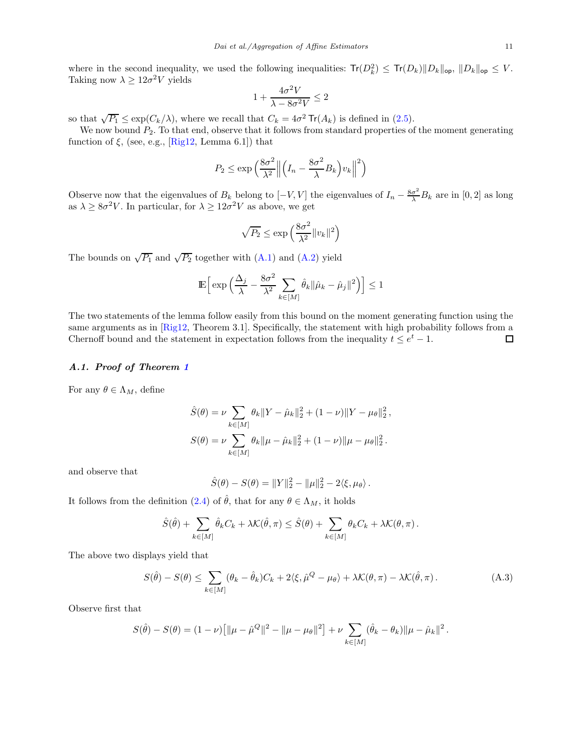where in the second inequality, we used the following inequalities: $\mathsf{Tr}(D_k^2) \le \mathsf{Tr}(D_k)\|D_k\|_{\mathsf{op}}$, $\|D_k\|_{\mathsf{op}} \le V$. Taking now $\lambda \ge 12\sigma^2 V$ yields

$$1 + \frac{4\sigma^2 V}{\lambda - 8\sigma^2 V} \le 2$$

so that $\sqrt{P_1} \le \exp(C_k/\lambda)$, where we recall that $C_k = 4\sigma^2\,\mathsf{Tr}(A_k)$ is defined in (2.5).

We now bound $P_2$. To that end, observe that it follows from standard properties of the moment generating function of $\xi$, (see, e.g., [Rig12, Lemma 6.1]) that

$$P_2 \le \exp\Big(\frac{8\sigma^2}{\lambda^2}\Big\|\Big(I_n - \frac{8\sigma^2}{\lambda}B_k\Big)v_k\Big\|^2\Big)$$

Observe now that the eigenvalues of $B_k$ belong to $[-V, V]$ the eigenvalues of $I_n - \frac{8\sigma^2}{\lambda}B_k$ are in $[0, 2]$ as long as $\lambda \ge 8\sigma^2 V$. In particular, for $\lambda \ge 12\sigma^2 V$ as above, we get

$$\sqrt{P_2} \le \exp\Big(\frac{8\sigma^2}{\lambda^2}\|v_k\|^2\Big)$$

The bounds on $\sqrt{P_1}$ and $\sqrt{P_2}$ together with (A.1) and (A.2) yield

$$\mathbb{E}\Big[\exp\Big(\frac{\Delta_j}{\lambda} - \frac{8\sigma^2}{\lambda^2}\sum_{k\in[M]}\hat\theta_k\|\hat\mu_k - \hat\mu_j\|^2\Big)\Big] \le 1$$

The two statements of the lemma follow easily from this bound on the moment generating function using the same arguments as in [Rig12, Theorem 3.1]. Specifically, the statement with high probability follows from a Chernoff bound and the statement in expectation follows from the inequality $t \le e^t - 1$. ◻

### *A.1. Proof of Theorem 1*

For any $\theta \in \Lambda_M$, define

$$\hat S(\theta) = \nu\sum_{k\in[M]}\theta_k\|Y - \hat\mu_k\|_2^2 + (1-\nu)\|Y - \mu_\theta\|_2^2\,,$$
$$S(\theta) = \nu\sum_{k\in[M]}\theta_k\|\mu - \hat\mu_k\|_2^2 + (1-\nu)\|\mu - \mu_\theta\|_2^2\,.$$

and observe that

$$\hat S(\theta) - S(\theta) = \|Y\|_2^2 - \|\mu\|_2^2 - 2\langle\xi, \mu_\theta\rangle\,.$$

It follows from the definition (2.4) of $\hat\theta$, that for any $\theta \in \Lambda_M$, it holds

$$\hat S(\hat\theta) + \sum_{k\in[M]}\hat\theta_k C_k + \lambda\mathcal{K}(\hat\theta, \pi) \le \hat S(\theta) + \sum_{k\in[M]}\theta_k C_k + \lambda\mathcal{K}(\theta, \pi)\,.$$

The above two displays yield that

$$S(\hat\theta) - S(\theta) \le \sum_{k\in[M]}(\theta_k - \hat\theta_k)C_k + 2\langle\xi, \hat\mu^Q - \mu_\theta\rangle + \lambda\mathcal{K}(\theta, \pi) - \lambda\mathcal{K}(\hat\theta, \pi)\,. \tag{A.3}$$

Observe first that

$$S(\hat\theta) - S(\theta) = (1-\nu)\big[\|\mu - \hat\mu^Q\|^2 - \|\mu - \mu_\theta\|^2\big] + \nu\sum_{k\in[M]}(\hat\theta_k - \theta_k)\|\mu - \hat\mu_k\|^2\,.$$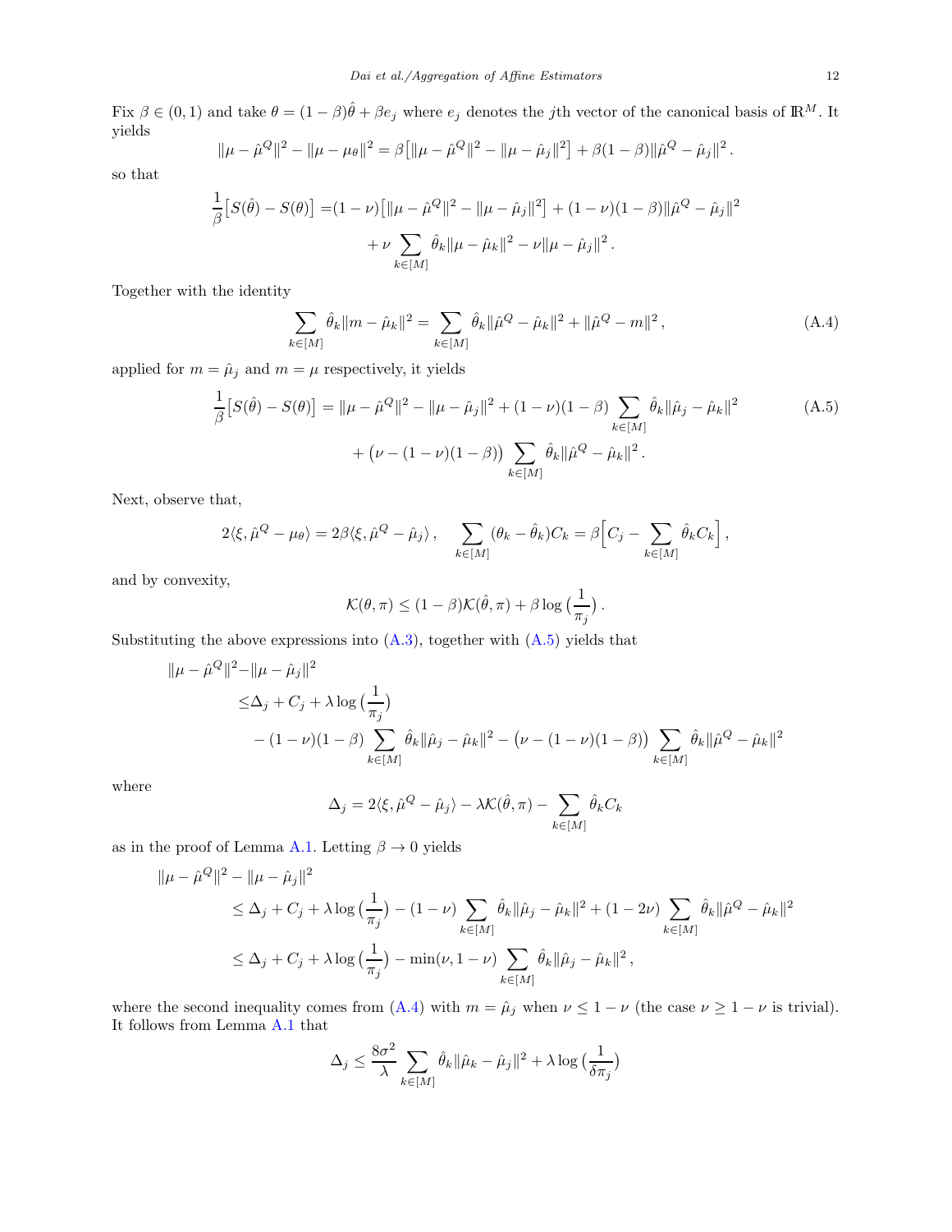Fix $\beta \in (0,1)$ and take $\theta = (1-\beta)\hat\theta + \beta e_j$ where $e_j$ denotes the $j$th vector of the canonical basis of $\mathbb{R}^M$. It yields

$$\|\mu - \hat\mu^Q\|^2 - \|\mu - \mu_\theta\|^2 = \beta\big[\|\mu - \hat\mu^Q\|^2 - \|\mu - \hat\mu_j\|^2\big] + \beta(1-\beta)\|\hat\mu^Q - \hat\mu_j\|^2 .$$

so that

$$\begin{aligned}\frac{1}{\beta}\big[S(\hat\theta) - S(\theta)\big] =& (1-\nu)\big[\|\mu - \hat\mu^Q\|^2 - \|\mu - \hat\mu_j\|^2\big] + (1-\nu)(1-\beta)\|\hat\mu^Q - \hat\mu_j\|^2 \\ &+ \nu \sum_{k\in[M]} \hat\theta_k \|\mu - \hat\mu_k\|^2 - \nu\|\mu - \hat\mu_j\|^2 .\end{aligned}$$

Together with the identity

$$\sum_{k\in[M]} \hat\theta_k \|m - \hat\mu_k\|^2 = \sum_{k\in[M]} \hat\theta_k \|\hat\mu^Q - \hat\mu_k\|^2 + \|\hat\mu^Q - m\|^2 , \tag{A.4}$$

applied for $m = \hat\mu_j$ and $m = \mu$ respectively, it yields

$$\begin{aligned}\frac{1}{\beta}\big[S(\hat\theta) - S(\theta)\big] =& \|\mu - \hat\mu^Q\|^2 - \|\mu - \hat\mu_j\|^2 + (1-\nu)(1-\beta)\sum_{k\in[M]} \hat\theta_k \|\hat\mu_j - \hat\mu_k\|^2 \\ &+ \big(\nu - (1-\nu)(1-\beta)\big)\sum_{k\in[M]} \hat\theta_k \|\hat\mu^Q - \hat\mu_k\|^2 .\end{aligned} \tag{A.5}$$

Next, observe that,

$$2\langle \xi, \hat\mu^Q - \mu_\theta\rangle = 2\beta\langle \xi, \hat\mu^Q - \hat\mu_j\rangle , \quad \sum_{k\in[M]} (\theta_k - \hat\theta_k) C_k = \beta\Big[C_j - \sum_{k\in[M]} \hat\theta_k C_k\Big] ,$$

and by convexity,

$$\mathcal{K}(\theta, \pi) \le (1-\beta)\mathcal{K}(\hat\theta, \pi) + \beta \log\big(\frac{1}{\pi_j}\big) .$$

Substituting the above expressions into (A.3), together with (A.5) yields that

$$\begin{aligned}\|\mu - \hat\mu^Q\|^2 - &\|\mu - \hat\mu_j\|^2 \\ \le& \Delta_j + C_j + \lambda \log\big(\frac{1}{\pi_j}\big) \\ &- (1-\nu)(1-\beta)\sum_{k\in[M]} \hat\theta_k \|\hat\mu_j - \hat\mu_k\|^2 - \big(\nu - (1-\nu)(1-\beta)\big)\sum_{k\in[M]} \hat\theta_k \|\hat\mu^Q - \hat\mu_k\|^2\end{aligned}$$

where

$$\Delta_j = 2\langle \xi, \hat\mu^Q - \hat\mu_j\rangle - \lambda \mathcal{K}(\hat\theta, \pi) - \sum_{k\in[M]} \hat\theta_k C_k$$

as in the proof of Lemma A.1. Letting $\beta \to 0$ yields

$$\begin{aligned}\|\mu - \hat\mu^Q\|^2 - \|\mu - \hat\mu_j\|^2 &\\ \le& \Delta_j + C_j + \lambda \log\big(\frac{1}{\pi_j}\big) - (1-\nu)\sum_{k\in[M]} \hat\theta_k \|\hat\mu_j - \hat\mu_k\|^2 + (1-2\nu)\sum_{k\in[M]} \hat\theta_k \|\hat\mu^Q - \hat\mu_k\|^2 \\ \le& \Delta_j + C_j + \lambda \log\big(\frac{1}{\pi_j}\big) - \min(\nu, 1-\nu)\sum_{k\in[M]} \hat\theta_k \|\hat\mu_j - \hat\mu_k\|^2 ,\end{aligned}$$

where the second inequality comes from (A.4) with $m = \hat\mu_j$ when $\nu \le 1-\nu$ (the case $\nu \ge 1-\nu$ is trivial). It follows from Lemma A.1 that

$$\Delta_j \le \frac{8\sigma^2}{\lambda} \sum_{k\in[M]} \hat\theta_k \|\hat\mu_k - \hat\mu_j\|^2 + \lambda \log\big(\frac{1}{\delta\pi_j}\big)$$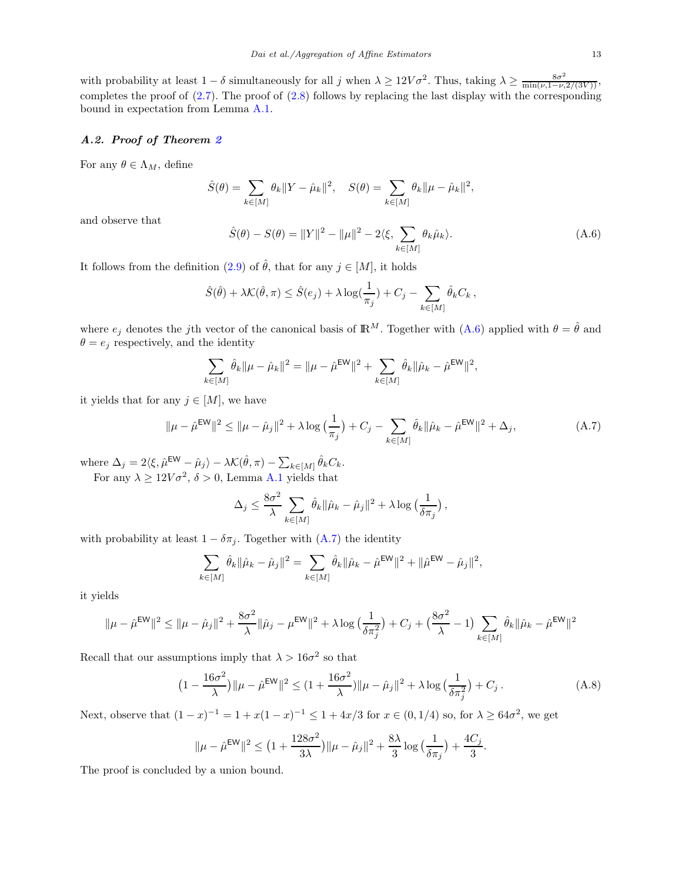with probability at least $1-\delta$ simultaneously for all $j$ when $\lambda \geq 12V\sigma^2$. Thus, taking $\lambda \geq \frac{8\sigma^2}{\min(\nu,1-\nu,2/(3V))}$, completes the proof of (2.7). The proof of (2.8) follows by replacing the last display with the corresponding bound in expectation from Lemma A.1.

### *A.2. Proof of Theorem 2*

For any $\theta \in \Lambda_M$, define

$$
\hat{S}(\theta) = \sum_{k\in[M]} \theta_k \|Y - \hat{\mu}_k\|^2, \quad S(\theta) = \sum_{k\in[M]} \theta_k \|\mu - \hat{\mu}_k\|^2,
$$

and observe that

$$
\hat{S}(\theta) - S(\theta) = \|Y\|^2 - \|\mu\|^2 - 2\langle \xi, \sum_{k\in[M]} \theta_k \hat{\mu}_k \rangle. \tag{A.6}
$$

It follows from the definition (2.9) of $\hat{\theta}$, that for any $j \in [M]$, it holds

$$
\hat{S}(\hat{\theta}) + \lambda \mathcal{K}(\hat{\theta}, \pi) \leq \hat{S}(e_j) + \lambda \log(\frac{1}{\pi_j}) + C_j - \sum_{k\in[M]} \hat{\theta}_k C_k \,,
$$

where $e_j$ denotes the $j$th vector of the canonical basis of $\mathbb{R}^M$. Together with (A.6) applied with $\theta = \hat{\theta}$ and $\theta = e_j$ respectively, and the identity

$$
\sum_{k\in[M]} \hat{\theta}_k \|\mu - \hat{\mu}_k\|^2 = \|\mu - \hat{\mu}^{\mathsf{EW}}\|^2 + \sum_{k\in[M]} \hat{\theta}_k \|\hat{\mu}_k - \hat{\mu}^{\mathsf{EW}}\|^2,
$$

it yields that for any $j \in [M]$, we have

$$
\|\mu - \hat{\mu}^{\mathsf{EW}}\|^2 \leq \|\mu - \hat{\mu}_j\|^2 + \lambda \log\big(\frac{1}{\pi_j}\big) + C_j - \sum_{k\in[M]} \hat{\theta}_k \|\hat{\mu}_k - \hat{\mu}^{\mathsf{EW}}\|^2 + \Delta_j, \tag{A.7}
$$

where $\Delta_j = 2\langle \xi, \hat{\mu}^{\mathsf{EW}} - \hat{\mu}_j \rangle - \lambda \mathcal{K}(\hat{\theta}, \pi) - \sum_{k\in[M]} \hat{\theta}_k C_k$.

For any $\lambda \geq 12V\sigma^2$, $\delta > 0$, Lemma A.1 yields that

$$
\Delta_j \leq \frac{8\sigma^2}{\lambda} \sum_{k\in[M]} \hat{\theta}_k \|\hat{\mu}_k - \hat{\mu}_j\|^2 + \lambda \log\big(\frac{1}{\delta\pi_j}\big) \,,
$$

with probability at least $1 - \delta\pi_j$. Together with (A.7) the identity

$$
\sum_{k\in[M]} \hat{\theta}_k \|\hat{\mu}_k - \hat{\mu}_j\|^2 = \sum_{k\in[M]} \hat{\theta}_k \|\hat{\mu}_k - \hat{\mu}^{\mathsf{EW}}\|^2 + \|\hat{\mu}^{\mathsf{EW}} - \hat{\mu}_j\|^2,
$$

it yields

$$
\|\mu - \hat{\mu}^{\mathsf{EW}}\|^2 \leq \|\mu - \hat{\mu}_j\|^2 + \frac{8\sigma^2}{\lambda} \|\hat{\mu}_j - \mu^{\mathsf{EW}}\|^2 + \lambda \log\big(\frac{1}{\delta\pi_j^2}\big) + C_j + \big(\frac{8\sigma^2}{\lambda} - 1\big) \sum_{k\in[M]} \hat{\theta}_k \|\hat{\mu}_k - \hat{\mu}^{\mathsf{EW}}\|^2
$$

Recall that our assumptions imply that $\lambda > 16\sigma^2$ so that

$$
\big(1 - \frac{16\sigma^2}{\lambda}\big) \|\mu - \hat{\mu}^{\mathsf{EW}}\|^2 \leq \big(1 + \frac{16\sigma^2}{\lambda}\big) \|\mu - \hat{\mu}_j\|^2 + \lambda \log\big(\frac{1}{\delta\pi_j^2}\big) + C_j \,. \tag{A.8}
$$

Next, observe that $(1-x)^{-1} = 1 + x(1-x)^{-1} \leq 1 + 4x/3$ for $x \in (0, 1/4)$ so, for $\lambda \geq 64\sigma^2$, we get

$$
\|\mu - \hat{\mu}^{\mathsf{EW}}\|^2 \leq \big(1 + \frac{128\sigma^2}{3\lambda}\big) \|\mu - \hat{\mu}_j\|^2 + \frac{8\lambda}{3} \log\big(\frac{1}{\delta\pi_j}\big) + \frac{4C_j}{3}.
$$

The proof is concluded by a union bound.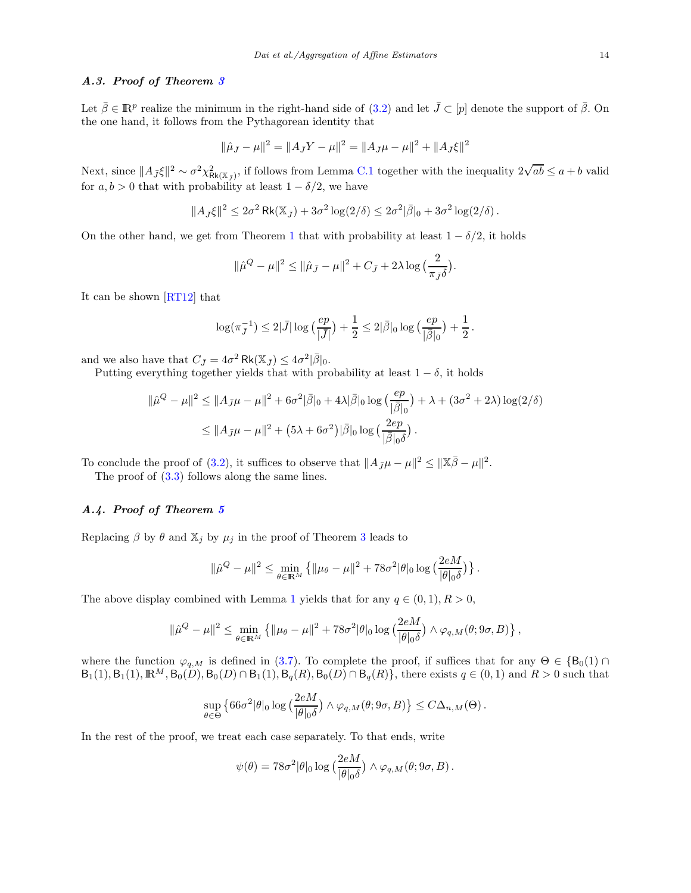### *A.3. Proof of Theorem 3*

Let $\bar\beta \in \mathbb{R}^p$ realize the minimum in the right-hand side of (3.2) and let $\bar J \subset [p]$ denote the support of $\bar\beta$. On the one hand, it follows from the Pythagorean identity that

$$\|\hat\mu_{\bar J} - \mu\|^2 = \|A_{\bar J} Y - \mu\|^2 = \|A_{\bar J}\mu - \mu\|^2 + \|A_{\bar J}\xi\|^2$$

Next, since $\|A_{\bar J}\xi\|^2 \sim \sigma^2 \chi^2_{\mathsf{Rk}(\mathbb{X}_{\bar J})}$, if follows from Lemma C.1 together with the inequality $2\sqrt{ab} \le a+b$ valid for $a, b > 0$ that with probability at least $1-\delta/2$, we have

$$\|A_{\bar J}\xi\|^2 \le 2\sigma^2 \,\mathsf{Rk}(\mathbb{X}_{\bar J}) + 3\sigma^2 \log(2/\delta) \le 2\sigma^2 |\bar\beta|_0 + 3\sigma^2 \log(2/\delta)\,.$$

On the other hand, we get from Theorem 1 that with probability at least $1-\delta/2$, it holds

$$\|\hat\mu^Q - \mu\|^2 \le \|\hat\mu_{\bar J} - \mu\|^2 + C_{\bar J} + 2\lambda \log\big(\frac{2}{\pi_{\bar J}\delta}\big).$$

It can be shown [RT12] that

$$\log(\pi_{\bar J}^{-1}) \le 2|\bar J| \log\big(\frac{ep}{|\bar J|}\big) + \frac12 \le 2|\bar\beta|_0 \log\big(\frac{ep}{|\bar\beta|_0}\big) + \frac12\,.$$

and we also have that $C_{\bar J} = 4\sigma^2 \,\mathsf{Rk}(\mathbb{X}_{\bar J}) \le 4\sigma^2|\bar\beta|_0$.

Putting everything together yields that with probability at least $1-\delta$, it holds

$$\begin{aligned}
\|\hat\mu^Q - \mu\|^2 &\le \|A_{\bar J}\mu - \mu\|^2 + 6\sigma^2|\bar\beta|_0 + 4\lambda|\bar\beta|_0 \log\big(\frac{ep}{|\bar\beta|_0}\big) + \lambda + (3\sigma^2 + 2\lambda)\log(2/\delta)\\
&\le \|A_{\bar J}\mu - \mu\|^2 + \big(5\lambda + 6\sigma^2\big)|\bar\beta|_0 \log\big(\frac{2ep}{|\bar\beta|_0\delta}\big)\,.
\end{aligned}$$

To conclude the proof of (3.2), it suffices to observe that $\|A_{\bar J}\mu - \mu\|^2 \le \|\mathbb{X}\bar\beta - \mu\|^2$.

The proof of (3.3) follows along the same lines.

### *A.4. Proof of Theorem 5*

Replacing $\beta$ by $\theta$ and $\mathbb{X}_j$ by $\mu_j$ in the proof of Theorem 3 leads to

$$\|\hat\mu^Q - \mu\|^2 \le \min_{\theta \in \mathbb{R}^M} \big\{\|\mu_\theta - \mu\|^2 + 78\sigma^2|\theta|_0 \log\big(\frac{2eM}{|\theta|_0\delta}\big)\big\}\,.$$

The above display combined with Lemma 1 yields that for any $q \in (0,1), R > 0$,

$$\|\hat\mu^Q - \mu\|^2 \le \min_{\theta \in \mathbb{R}^M} \big\{\|\mu_\theta - \mu\|^2 + 78\sigma^2|\theta|_0 \log\big(\frac{2eM}{|\theta|_0\delta}\big) \wedge \varphi_{q,M}(\theta; 9\sigma, B)\big\}\,,$$

where the function $\varphi_{q,M}$ is defined in (3.7). To complete the proof, if suffices that for any $\Theta \in \{\mathsf{B}_0(1) \cap \mathsf{B}_1(1), \mathsf{B}_1(1), \mathbb{R}^M, \mathsf{B}_0(D), \mathsf{B}_0(D) \cap \mathsf{B}_1(1), \mathsf{B}_q(R), \mathsf{B}_0(D) \cap \mathsf{B}_q(R)\}$, there exists $q \in (0,1)$ and $R > 0$ such that

$$\sup_{\theta \in \Theta}\big\{66\sigma^2|\theta|_0 \log\big(\frac{2eM}{|\theta|_0\delta}\big) \wedge \varphi_{q,M}(\theta; 9\sigma, B)\big\} \le C\Delta_{n,M}(\Theta)\,.$$

In the rest of the proof, we treat each case separately. To that ends, write

$$\psi(\theta) = 78\sigma^2|\theta|_0 \log\big(\frac{2eM}{|\theta|_0\delta}\big) \wedge \varphi_{q,M}(\theta; 9\sigma, B)\,.$$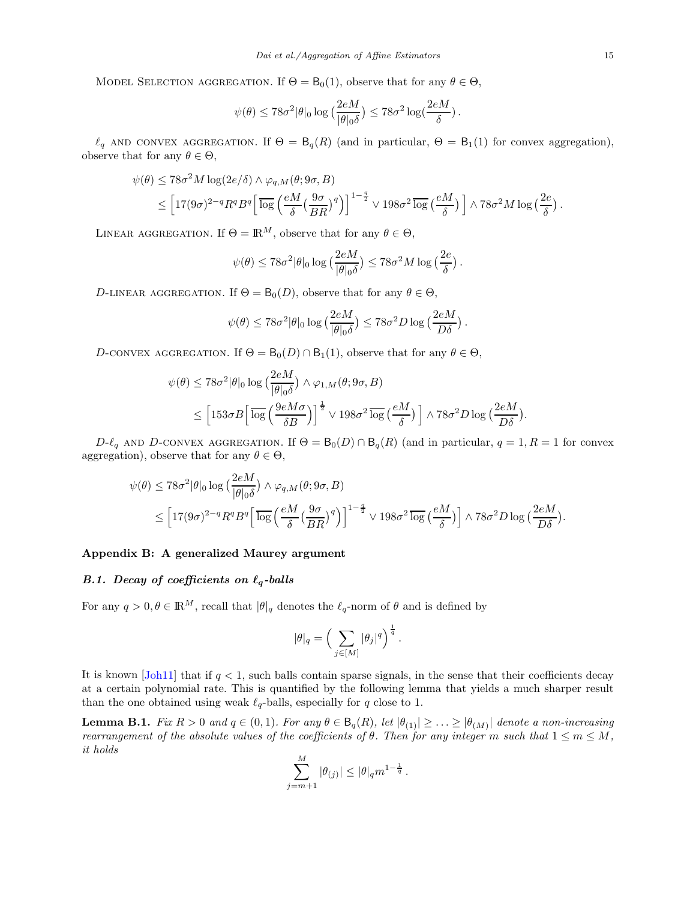MODEL SELECTION AGGREGATION. If $\Theta = \mathsf{B}_0(1)$, observe that for any $\theta \in \Theta$,

$$
\psi(\theta) \le 78\sigma^2 |\theta|_0 \log\big(\frac{2eM}{|\theta|_0 \delta}\big) \le 78\sigma^2 \log(\frac{2eM}{\delta}) .
$$

$\ell_q$ AND CONVEX AGGREGATION. If $\Theta = \mathsf{B}_q(R)$ (and in particular, $\Theta = \mathsf{B}_1(1)$ for convex aggregation), observe that for any $\theta \in \Theta$,

$$
\begin{aligned}
\psi(\theta) &\le 78\sigma^2 M \log(2e/\delta) \wedge \varphi_{q,M}(\theta; 9\sigma, B) \\
&\le \Big[ 17(9\sigma)^{2-q} R^q B^q \Big[ \overline{\log}\,\Big( \frac{eM}{\delta} \big(\frac{9\sigma}{BR}\big)^q \Big) \Big]^{1-\frac{q}{2}} \vee 198\sigma^2\, \overline{\log}\,\big(\frac{eM}{\delta}\big) \Big] \wedge 78\sigma^2 M \log\big(\frac{2e}{\delta}\big) .
\end{aligned}
$$

LINEAR AGGREGATION. If $\Theta = \mathbb{R}^M$, observe that for any $\theta \in \Theta$,

$$
\psi(\theta) \le 78\sigma^2 |\theta|_0 \log\big(\frac{2eM}{|\theta|_0 \delta}\big) \le 78\sigma^2 M \log\big(\frac{2e}{\delta}\big) .
$$

$D$-LINEAR AGGREGATION. If $\Theta = \mathsf{B}_0(D)$, observe that for any $\theta \in \Theta$,

$$
\psi(\theta) \le 78\sigma^2 |\theta|_0 \log\big(\frac{2eM}{|\theta|_0 \delta}\big) \le 78\sigma^2 D \log\big(\frac{2eM}{D\delta}\big) .
$$

$D$-CONVEX AGGREGATION. If $\Theta = \mathsf{B}_0(D) \cap \mathsf{B}_1(1)$, observe that for any $\theta \in \Theta$,

$$
\begin{aligned}
\psi(\theta) &\le 78\sigma^2 |\theta|_0 \log\big(\frac{2eM}{|\theta|_0 \delta}\big) \wedge \varphi_{1,M}(\theta; 9\sigma, B) \\
&\le \Big[ 153\sigma B \Big[ \overline{\log}\,\Big( \frac{9eM\sigma}{\delta B} \Big) \Big]^{\frac{1}{2}} \vee 198\sigma^2\, \overline{\log}\,\big(\frac{eM}{\delta}\big) \Big] \wedge 78\sigma^2 D \log\big(\frac{2eM}{D\delta}\big).
\end{aligned}
$$

$D$-$\ell_q$ AND $D$-CONVEX AGGREGATION. If $\Theta = \mathsf{B}_0(D) \cap \mathsf{B}_q(R)$ (and in particular, $q = 1, R = 1$ for convex aggregation), observe that for any $\theta \in \Theta$,

$$
\begin{aligned}
\psi(\theta) &\le 78\sigma^2 |\theta|_0 \log\big(\frac{2eM}{|\theta|_0 \delta}\big) \wedge \varphi_{q,M}(\theta; 9\sigma, B) \\
&\le \Big[ 17(9\sigma)^{2-q} R^q B^q \Big[ \overline{\log}\,\Big( \frac{eM}{\delta} \big(\frac{9\sigma}{BR}\big)^q \Big) \Big]^{1-\frac{q}{2}} \vee 198\sigma^2\, \overline{\log}\,\big(\frac{eM}{\delta}\big) \Big] \wedge 78\sigma^2 D \log\big(\frac{2eM}{D\delta}\big).
\end{aligned}
$$

## Appendix B: A generalized Maurey argument

### B.1. Decay of coefficients on $\ell_q$-balls

For any $q > 0, \theta \in \mathbb{R}^M$, recall that $|\theta|_q$ denotes the $\ell_q$-norm of $\theta$ and is defined by

$$
|\theta|_q = \Big( \sum_{j \in [M]} |\theta_j|^q \Big)^{\frac{1}{q}} .
$$

It is known [Joh11] that if $q < 1$, such balls contain sparse signals, in the sense that their coefficients decay at a certain polynomial rate. This is quantified by the following lemma that yields a much sharper result than the one obtained using weak $\ell_q$-balls, especially for $q$ close to 1.

**Lemma B.1.** *Fix $R > 0$ and $q \in (0, 1)$. For any $\theta \in \mathsf{B}_q(R)$, let $|\theta_{(1)}| \ge \ldots \ge |\theta_{(M)}|$ denote a non-increasing rearrangement of the absolute values of the coefficients of $\theta$. Then for any integer $m$ such that $1 \le m \le M$, it holds*

$$
\sum_{j=m+1}^{M} |\theta_{(j)}| \le |\theta|_q m^{1-\frac{1}{q}} .
$$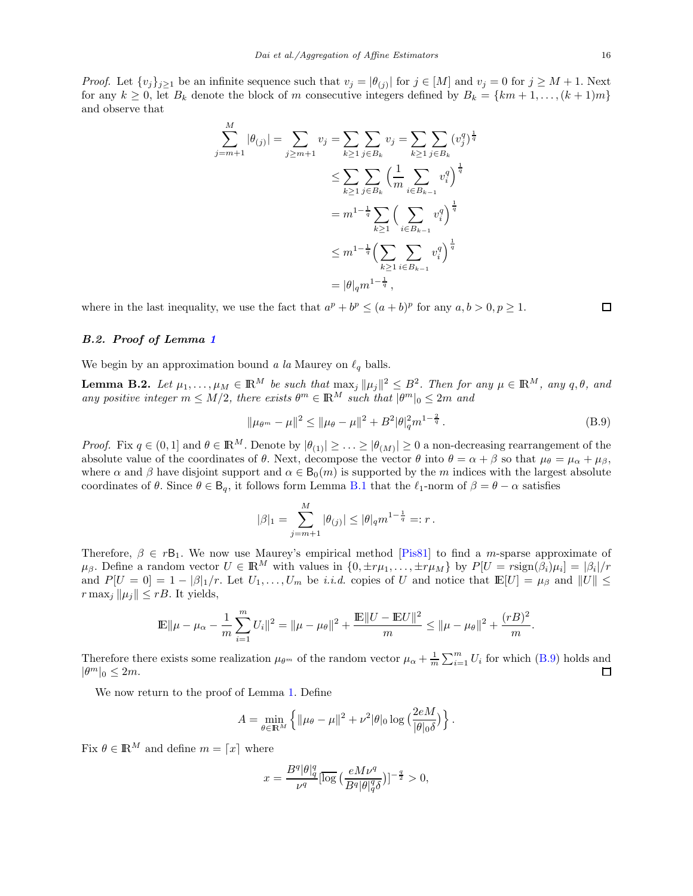*Proof.* Let $\{v_j\}_{j\geq 1}$ be an infinite sequence such that $v_j = |\theta_{(j)}|$ for $j \in [M]$ and $v_j = 0$ for $j \geq M+1$. Next for any $k \geq 0$, let $B_k$ denote the block of $m$ consecutive integers defined by $B_k = \{km+1, \ldots, (k+1)m\}$ and observe that

$$
\begin{aligned}
\sum_{j=m+1}^{M} |\theta_{(j)}| = \sum_{j\geq m+1} v_j &= \sum_{k\geq 1}\sum_{j\in B_k} v_j = \sum_{k\geq 1}\sum_{j\in B_k} (v_j^q)^{\frac{1}{q}} \\
&\leq \sum_{k\geq 1}\sum_{j\in B_k} \Big(\frac{1}{m}\sum_{i\in B_{k-1}} v_i^q\Big)^{\frac{1}{q}} \\
&= m^{1-\frac{1}{q}} \sum_{k\geq 1} \Big(\sum_{i\in B_{k-1}} v_i^q\Big)^{\frac{1}{q}} \\
&\leq m^{1-\frac{1}{q}} \Big(\sum_{k\geq 1}\sum_{i\in B_{k-1}} v_i^q\Big)^{\frac{1}{q}} \\
&= |\theta|_q m^{1-\frac{1}{q}},
\end{aligned}
$$

where in the last inequality, we use the fact that $a^p + b^p \leq (a+b)^p$ for any $a, b > 0, p \geq 1$. ◻

### B.2. Proof of Lemma 1

We begin by an approximation bound *a la* Maurey on $\ell_q$ balls.

**Lemma B.2.** *Let $\mu_1, \ldots, \mu_M \in \mathbb{R}^M$ be such that $\max_j \|\mu_j\|^2 \leq B^2$. Then for any $\mu \in \mathbb{R}^M$, any $q, \theta$, and any positive integer $m \leq M/2$, there exists $\theta^m \in \mathbb{R}^M$ such that $|\theta^m|_0 \leq 2m$ and*

$$
\|\mu_{\theta^m} - \mu\|^2 \leq \|\mu_\theta - \mu\|^2 + B^2|\theta|_q^2 m^{1-\frac{2}{q}}. \tag{B.9}
$$

*Proof.* Fix $q \in (0, 1]$ and $\theta \in \mathbb{R}^M$. Denote by $|\theta_{(1)}| \geq \ldots \geq |\theta_{(M)}| \geq 0$ a non-decreasing rearrangement of the absolute value of the coordinates of $\theta$. Next, decompose the vector $\theta$ into $\theta = \alpha + \beta$ so that $\mu_\theta = \mu_\alpha + \mu_\beta$, where $\alpha$ and $\beta$ have disjoint support and $\alpha \in \mathsf{B}_0(m)$ is supported by the $m$ indices with the largest absolute coordinates of $\theta$. Since $\theta \in \mathsf{B}_q$, it follows form Lemma B.1 that the $\ell_1$-norm of $\beta = \theta - \alpha$ satisfies

$$
|\beta|_1 = \sum_{j=m+1}^{M} |\theta_{(j)}| \leq |\theta|_q m^{1-\frac{1}{q}} =: r.
$$

Therefore, $\beta \in r\mathsf{B}_1$. We now use Maurey's empirical method [Pis81] to find a $m$-sparse approximate of $\mu_\beta$. Define a random vector $U \in \mathbb{R}^M$ with values in $\{0, \pm r\mu_1, \ldots, \pm r\mu_M\}$ by $P[U = r\mathrm{sign}(\beta_i)\mu_i] = |\beta_i|/r$ and $P[U = 0] = 1 - |\beta|_1/r$. Let $U_1, \ldots, U_m$ be *i.i.d.* copies of $U$ and notice that $\mathbb{E}[U] = \mu_\beta$ and $\|U\| \leq r\max_j \|\mu_j\| \leq rB$. It yields,

$$
\mathbb{E}\|\mu - \mu_\alpha - \frac{1}{m}\sum_{i=1}^{m} U_i\|^2 = \|\mu - \mu_\theta\|^2 + \frac{\mathbb{E}\|U - \mathbb{E}U\|^2}{m} \leq \|\mu - \mu_\theta\|^2 + \frac{(rB)^2}{m}.
$$

Therefore there exists some realization $\mu_{\theta^m}$ of the random vector $\mu_\alpha + \frac{1}{m}\sum_{i=1}^{m} U_i$ for which (B.9) holds and $|\theta^m|_0 \leq 2m$. ◻

We now return to the proof of Lemma 1. Define

$$
A = \min_{\theta\in\mathbb{R}^M} \Big\{ \|\mu_\theta - \mu\|^2 + \nu^2|\theta|_0 \log\big(\frac{2eM}{|\theta|_0\delta}\big) \Big\}.
$$

Fix $\theta \in \mathbb{R}^M$ and define $m = \lceil x \rceil$ where

$$
x = \frac{B^q|\theta|_q^q}{\nu^q}[\overline{\log}\big(\frac{eM\nu^q}{B^q|\theta|_q^q\delta}\big)]^{-\frac{q}{2}} > 0,
$$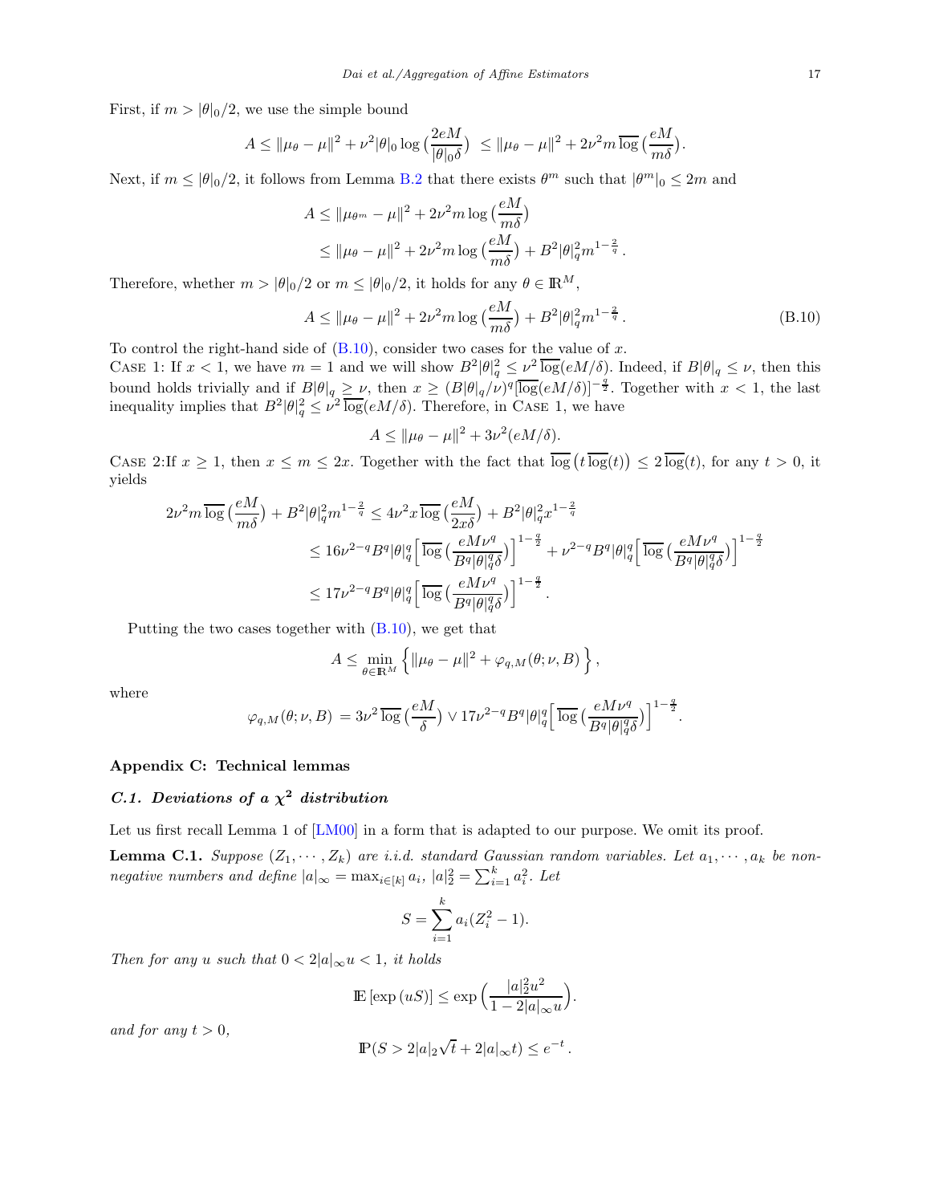First, if $m > |\theta|_0/2$, we use the simple bound

$$A \le \|\mu_\theta - \mu\|^2 + \nu^2 |\theta|_0 \log\big(\frac{2eM}{|\theta|_0 \delta}\big) \; \le \|\mu_\theta - \mu\|^2 + 2\nu^2 m \,\overline{\log}\big(\frac{eM}{m\delta}\big).$$

Next, if $m \le |\theta|_0/2$, it follows from Lemma B.2 that there exists $\theta^m$ such that $|\theta^m|_0 \le 2m$ and

$$\begin{aligned}
A &\le \|\mu_{\theta^m} - \mu\|^2 + 2\nu^2 m \log\big(\frac{eM}{m\delta}\big) \\
&\le \|\mu_\theta - \mu\|^2 + 2\nu^2 m \log\big(\frac{eM}{m\delta}\big) + B^2 |\theta|_q^2 m^{1-\frac{2}{q}}\,.
\end{aligned}$$

Therefore, whether $m > |\theta|_0/2$ or $m \le |\theta|_0/2$, it holds for any $\theta \in \mathbb{R}^M$,

$$A \le \|\mu_\theta - \mu\|^2 + 2\nu^2 m \log\big(\frac{eM}{m\delta}\big) + B^2 |\theta|_q^2 m^{1-\frac{2}{q}}\,. \tag{B.10}$$

To control the right-hand side of (B.10), consider two cases for the value of $x$.

CASE 1: If $x < 1$, we have $m = 1$ and we will show $B^2|\theta|_q^2 \le \nu^2\,\overline{\log}(eM/\delta)$. Indeed, if $B|\theta|_q \le \nu$, then this bound holds trivially and if $B|\theta|_q \ge \nu$, then $x \ge (B|\theta|_q/\nu)^q [\overline{\log}(eM/\delta)]^{-\frac{q}{2}}$. Together with $x < 1$, the last inequality implies that $B^2|\theta|_q^2 \le \nu^2\,\overline{\log}(eM/\delta)$. Therefore, in CASE 1, we have

$$A \le \|\mu_\theta - \mu\|^2 + 3\nu^2 (eM/\delta).$$

CASE 2:If $x \ge 1$, then $x \le m \le 2x$. Together with the fact that $\overline{\log}\big(t\,\overline{\log}(t)\big) \le 2\,\overline{\log}(t)$, for any $t > 0$, it yields

$$\begin{aligned}
2\nu^2 m\,\overline{\log}\big(\frac{eM}{m\delta}\big) + B^2|\theta|_q^2 m^{1-\frac{2}{q}} &\le 4\nu^2 x\,\overline{\log}\big(\frac{eM}{2x\delta}\big) + B^2|\theta|_q^2 x^{1-\frac{2}{q}} \\
&\le 16\nu^{2-q} B^q |\theta|_q^q \Big[\,\overline{\log}\big(\frac{eM\nu^q}{B^q|\theta|_q^q\delta}\big)\Big]^{1-\frac{q}{2}} + \nu^{2-q} B^q |\theta|_q^q \Big[\,\overline{\log}\big(\frac{eM\nu^q}{B^q|\theta|_q^q\delta}\big)\Big]^{1-\frac{q}{2}} \\
&\le 17\nu^{2-q} B^q |\theta|_q^q \Big[\,\overline{\log}\big(\frac{eM\nu^q}{B^q|\theta|_q^q\delta}\big)\Big]^{1-\frac{q}{2}}\,.
\end{aligned}$$

Putting the two cases together with (B.10), we get that

$$A \le \min_{\theta \in \mathbb{R}^M} \Big\{ \|\mu_\theta - \mu\|^2 + \varphi_{q,M}(\theta;\nu,B) \Big\},$$

where

$$\varphi_{q,M}(\theta;\nu,B) = 3\nu^2\,\overline{\log}\big(\frac{eM}{\delta}\big) \vee 17\nu^{2-q} B^q |\theta|_q^q \Big[\,\overline{\log}\big(\frac{eM\nu^q}{B^q|\theta|_q^q\delta}\big)\Big]^{1-\frac{q}{2}}.$$

## Appendix C: Technical lemmas

### C.1. Deviations of a $\chi^2$ distribution

Let us first recall Lemma 1 of [LM00] in a form that is adapted to our purpose. We omit its proof.

**Lemma C.1.** *Suppose $(Z_1, \cdots, Z_k)$ are i.i.d. standard Gaussian random variables. Let $a_1, \cdots, a_k$ be non-negative numbers and define $|a|_\infty = \max_{i\in[k]} a_i$, $|a|_2^2 = \sum_{i=1}^k a_i^2$. Let*

$$S = \sum_{i=1}^k a_i (Z_i^2 - 1).$$

*Then for any $u$ such that $0 < 2|a|_\infty u < 1$, it holds*

$$\mathbb{E}\left[\exp(uS)\right] \le \exp\Big(\frac{|a|_2^2 u^2}{1 - 2|a|_\infty u}\Big).$$

*and for any $t > 0$,*

$$\mathbb{P}(S > 2|a|_2\sqrt{t} + 2|a|_\infty t) \le e^{-t}\,.$$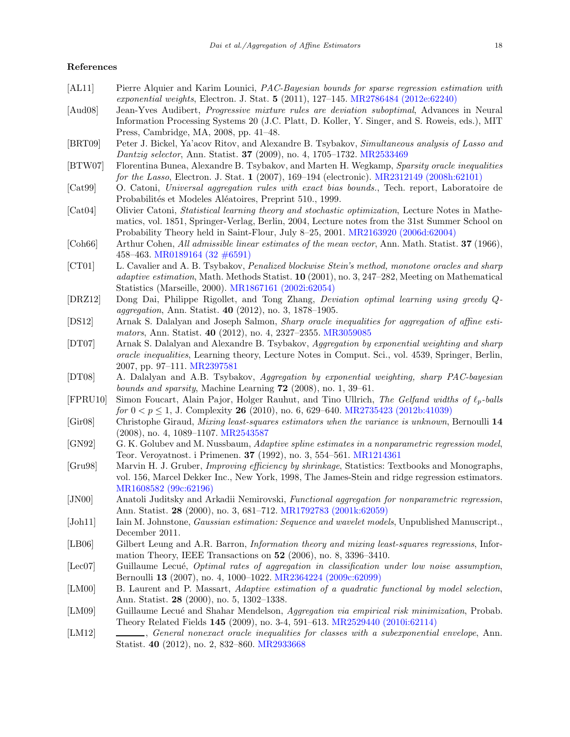## References

[AL11] Pierre Alquier and Karim Lounici, *PAC-Bayesian bounds for sparse regression estimation with exponential weights*, Electron. J. Stat. **5** (2011), 127–145. MR2786484 (2012e:62240)

[Aud08] Jean-Yves Audibert, *Progressive mixture rules are deviation suboptimal*, Advances in Neural Information Processing Systems 20 (J.C. Platt, D. Koller, Y. Singer, and S. Roweis, eds.), MIT Press, Cambridge, MA, 2008, pp. 41–48.

[BRT09] Peter J. Bickel, Ya'acov Ritov, and Alexandre B. Tsybakov, *Simultaneous analysis of Lasso and Dantzig selector*, Ann. Statist. **37** (2009), no. 4, 1705–1732. MR2533469

[BTW07] Florentina Bunea, Alexandre B. Tsybakov, and Marten H. Wegkamp, *Sparsity oracle inequalities for the Lasso*, Electron. J. Stat. **1** (2007), 169–194 (electronic). MR2312149 (2008h:62101)

[Cat99] O. Catoni, *Universal aggregation rules with exact bias bounds.*, Tech. report, Laboratoire de Probabilités et Modeles Aléatoires, Preprint 510., 1999.

[Cat04] Olivier Catoni, *Statistical learning theory and stochastic optimization*, Lecture Notes in Mathematics, vol. 1851, Springer-Verlag, Berlin, 2004, Lecture notes from the 31st Summer School on Probability Theory held in Saint-Flour, July 8–25, 2001. MR2163920 (2006d:62004)

[Coh66] Arthur Cohen, *All admissible linear estimates of the mean vector*, Ann. Math. Statist. **37** (1966), 458–463. MR0189164 (32 #6591)

[CT01] L. Cavalier and A. B. Tsybakov, *Penalized blockwise Stein's method, monotone oracles and sharp adaptive estimation*, Math. Methods Statist. **10** (2001), no. 3, 247–282, Meeting on Mathematical Statistics (Marseille, 2000). MR1867161 (2002i:62054)

[DRZ12] Dong Dai, Philippe Rigollet, and Tong Zhang, *Deviation optimal learning using greedy Q-aggregation*, Ann. Statist. **40** (2012), no. 3, 1878–1905.

[DS12] Arnak S. Dalalyan and Joseph Salmon, *Sharp oracle inequalities for aggregation of affine estimators*, Ann. Statist. **40** (2012), no. 4, 2327–2355. MR3059085

[DT07] Arnak S. Dalalyan and Alexandre B. Tsybakov, *Aggregation by exponential weighting and sharp oracle inequalities*, Learning theory, Lecture Notes in Comput. Sci., vol. 4539, Springer, Berlin, 2007, pp. 97–111. MR2397581

[DT08] A. Dalalyan and A.B. Tsybakov, *Aggregation by exponential weighting, sharp PAC-bayesian bounds and sparsity*, Machine Learning **72** (2008), no. 1, 39–61.

[FPRU10] Simon Foucart, Alain Pajor, Holger Rauhut, and Tino Ullrich, *The Gelfand widths of $\ell_p$-balls for $0 < p \leq 1$*, J. Complexity **26** (2010), no. 6, 629–640. MR2735423 (2012b:41039)

[Gir08] Christophe Giraud, *Mixing least-squares estimators when the variance is unknown*, Bernoulli **14** (2008), no. 4, 1089–1107. MR2543587

[GN92] G. K. Golubev and M. Nussbaum, *Adaptive spline estimates in a nonparametric regression model*, Teor. Veroyatnost. i Primenen. **37** (1992), no. 3, 554–561. MR1214361

[Gru98] Marvin H. J. Gruber, *Improving efficiency by shrinkage*, Statistics: Textbooks and Monographs, vol. 156, Marcel Dekker Inc., New York, 1998, The James-Stein and ridge regression estimators. MR1608582 (99c:62196)

[JN00] Anatoli Juditsky and Arkadii Nemirovski, *Functional aggregation for nonparametric regression*, Ann. Statist. **28** (2000), no. 3, 681–712. MR1792783 (2001k:62059)

[Joh11] Iain M. Johnstone, *Gaussian estimation: Sequence and wavelet models*, Unpublished Manuscript., December 2011.

[LB06] Gilbert Leung and A.R. Barron, *Information theory and mixing least-squares regressions*, Information Theory, IEEE Transactions on **52** (2006), no. 8, 3396–3410.

[Lec07] Guillaume Lecué, *Optimal rates of aggregation in classification under low noise assumption*, Bernoulli **13** (2007), no. 4, 1000–1022. MR2364224 (2009c:62099)

[LM00] B. Laurent and P. Massart, *Adaptive estimation of a quadratic functional by model selection*, Ann. Statist. **28** (2000), no. 5, 1302–1338.

[LM09] Guillaume Lecué and Shahar Mendelson, *Aggregation via empirical risk minimization*, Probab. Theory Related Fields **145** (2009), no. 3-4, 591–613. MR2529440 (2010i:62114)

[LM12] ———, *General nonexact oracle inequalities for classes with a subexponential envelope*, Ann. Statist. **40** (2012), no. 2, 832–860. MR2933668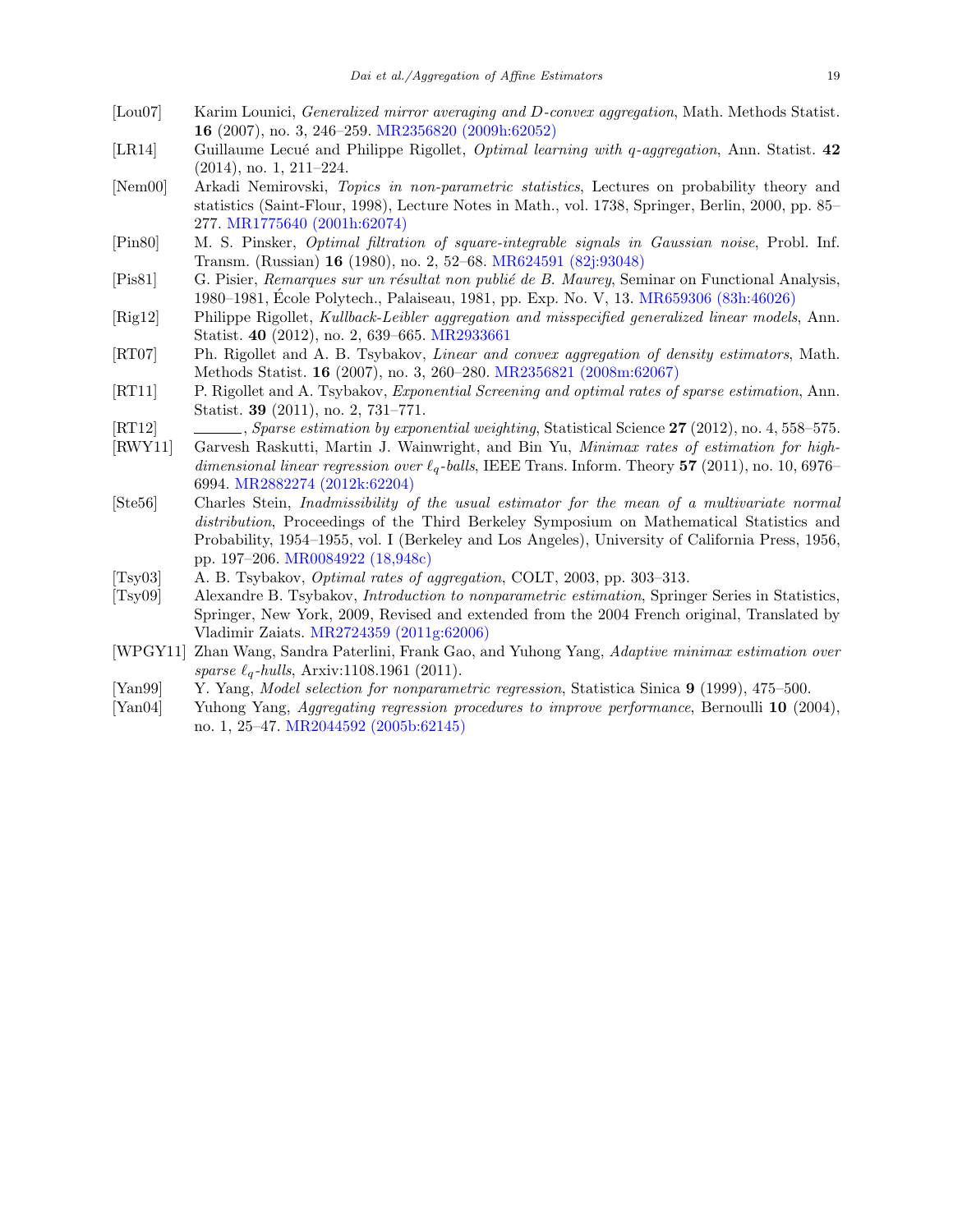[Lou07] Karim Lounici, *Generalized mirror averaging and D-convex aggregation*, Math. Methods Statist. **16** (2007), no. 3, 246–259. MR2356820 (2009h:62052)

[LR14] Guillaume Lecué and Philippe Rigollet, *Optimal learning with q-aggregation*, Ann. Statist. **42** (2014), no. 1, 211–224.

[Nem00] Arkadi Nemirovski, *Topics in non-parametric statistics*, Lectures on probability theory and statistics (Saint-Flour, 1998), Lecture Notes in Math., vol. 1738, Springer, Berlin, 2000, pp. 85–277. MR1775640 (2001h:62074)

[Pin80] M. S. Pinsker, *Optimal filtration of square-integrable signals in Gaussian noise*, Probl. Inf. Transm. (Russian) **16** (1980), no. 2, 52–68. MR624591 (82j:93048)

[Pis81] G. Pisier, *Remarques sur un résultat non publié de B. Maurey*, Seminar on Functional Analysis, 1980–1981, École Polytech., Palaiseau, 1981, pp. Exp. No. V, 13. MR659306 (83h:46026)

[Rig12] Philippe Rigollet, *Kullback-Leibler aggregation and misspecified generalized linear models*, Ann. Statist. **40** (2012), no. 2, 639–665. MR2933661

[RT07] Ph. Rigollet and A. B. Tsybakov, *Linear and convex aggregation of density estimators*, Math. Methods Statist. **16** (2007), no. 3, 260–280. MR2356821 (2008m:62067)

[RT11] P. Rigollet and A. Tsybakov, *Exponential Screening and optimal rates of sparse estimation*, Ann. Statist. **39** (2011), no. 2, 731–771.

[RT12] ______, *Sparse estimation by exponential weighting*, Statistical Science **27** (2012), no. 4, 558–575.

[RWY11] Garvesh Raskutti, Martin J. Wainwright, and Bin Yu, *Minimax rates of estimation for high-dimensional linear regression over $\ell_q$-balls*, IEEE Trans. Inform. Theory **57** (2011), no. 10, 6976–6994. MR2882274 (2012k:62204)

[Ste56] Charles Stein, *Inadmissibility of the usual estimator for the mean of a multivariate normal distribution*, Proceedings of the Third Berkeley Symposium on Mathematical Statistics and Probability, 1954–1955, vol. I (Berkeley and Los Angeles), University of California Press, 1956, pp. 197–206. MR0084922 (18,948c)

[Tsy03] A. B. Tsybakov, *Optimal rates of aggregation*, COLT, 2003, pp. 303–313.

[Tsy09] Alexandre B. Tsybakov, *Introduction to nonparametric estimation*, Springer Series in Statistics, Springer, New York, 2009, Revised and extended from the 2004 French original, Translated by Vladimir Zaiats. MR2724359 (2011g:62006)

[WPGY11] Zhan Wang, Sandra Paterlini, Frank Gao, and Yuhong Yang, *Adaptive minimax estimation over sparse $\ell_q$-hulls*, Arxiv:1108.1961 (2011).

[Yan99] Y. Yang, *Model selection for nonparametric regression*, Statistica Sinica **9** (1999), 475–500.

[Yan04] Yuhong Yang, *Aggregating regression procedures to improve performance*, Bernoulli **10** (2004), no. 1, 25–47. MR2044592 (2005b:62145)